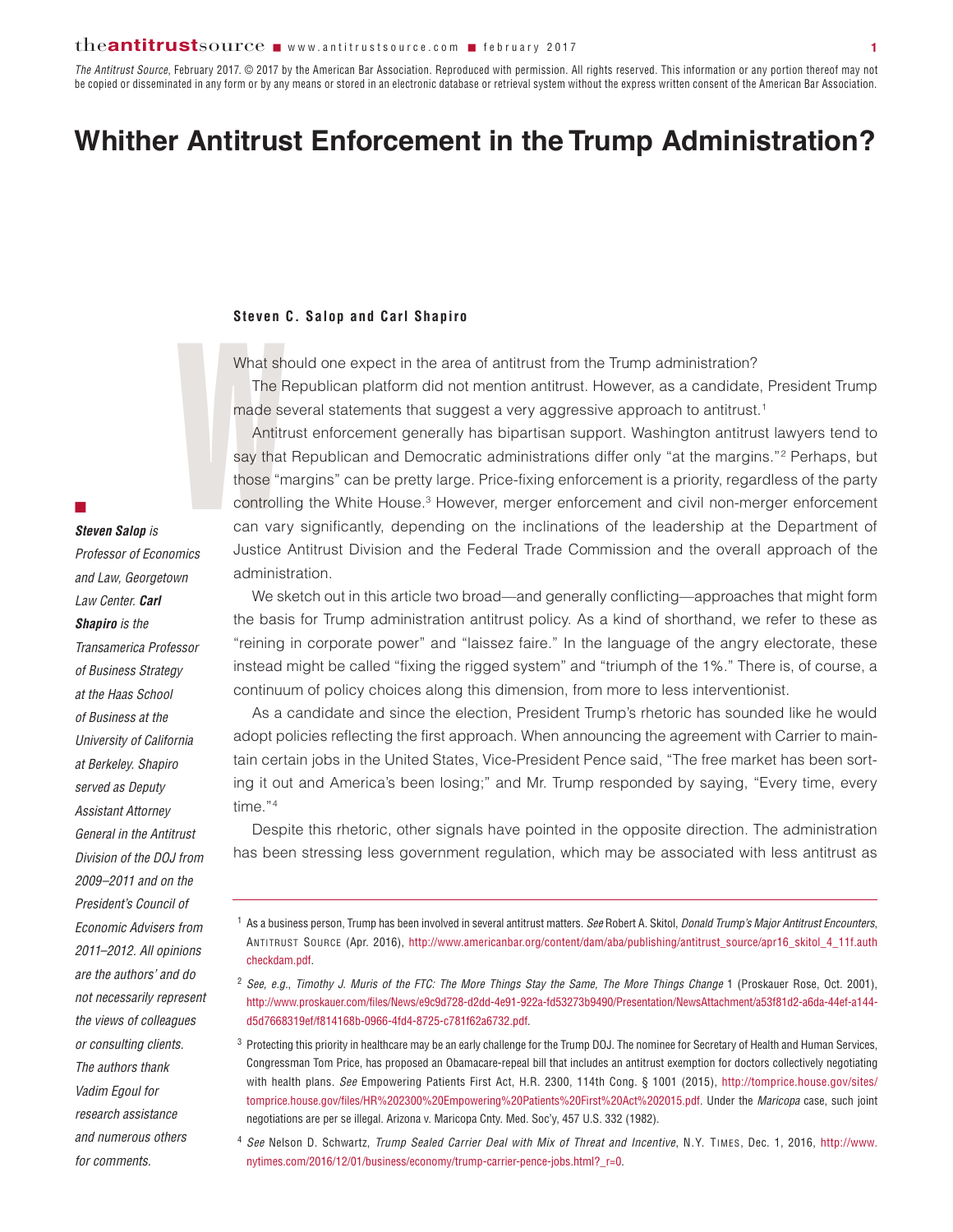*The Antitrust Source*, February 2017. © 2017 by the American Bar Association. Reproduced with permission. All rights reserved. This information or any portion thereof may not be copied or disseminated in any form or by any means or stored in an electronic database or retrieval system without the express written consent of the American Bar Association.

# Whither Antitrust Enforcement in the Trump Administration?

**Steven C. Salop and Carl Shapiro**

What should one expect in the area of antitrust from the Trump administration?

The Republican platform did not mention antitrust. However, as a candidate, President Trump made several statements that suggest a very aggressive approach to antitrust.[1]

Antitrust enforcement generally has bipartisan support. Washington antitrust lawyers tend to say that Republican and Democratic administrations differ only "at the margins."[2] Perhaps, but those "margins" can be pretty large. Price-fixing enforcement is a priority, regardless of the party controlling the White House.[3] However, merger enforcement and civil non-merger enforcement can vary significantly, depending on the inclinations of the leadership at the Department of Justice Antitrust Division and the Federal Trade Commission and the overall approach of the administration.

We sketch out in this article two broad—and generally conflicting—approaches that might form the basis for Trump administration antitrust policy. As a kind of shorthand, we refer to these as "reining in corporate power" and "laissez faire." In the language of the angry electorate, these instead might be called "fixing the rigged system" and "triumph of the 1%." There is, of course, a continuum of policy choices along this dimension, from more to less interventionist.

As a candidate and since the election, President Trump's rhetoric has sounded like he would adopt policies reflecting the first approach. When announcing the agreement with Carrier to maintain certain jobs in the United States, Vice-President Pence said, "The free market has been sorting it out and America's been losing;" and Mr. Trump responded by saying, "Every time, every time."[4]

Despite this rhetoric, other signals have pointed in the opposite direction. The administration has been stressing less government regulation, which may be associated with less antitrust as

***Steven Salop*** *is Professor of Economics and Law, Georgetown Law Center.* ***Carl Shapiro*** *is the Transamerica Professor of Business Strategy at the Haas School of Business at the University of California at Berkeley. Shapiro served as Deputy Assistant Attorney General in the Antitrust Division of the DOJ from 2009–2011 and on the President's Council of Economic Advisers from 2011–2012. All opinions are the authors' and do not necessarily represent the views of colleagues or consulting clients. The authors thank Vadim Egoul for research assistance and numerous others for comments.*

---

[1] As a business person, Trump has been involved in several antitrust matters. *See* Robert A. Skitol, *Donald Trump's Major Antitrust Encounters*, ANTITRUST SOURCE (Apr. 2016), http://www.americanbar.org/content/dam/aba/publishing/antitrust_source/apr16_skitol_4_11f.authcheckdam.pdf.

[2] *See, e.g.*, *Timothy J. Muris of the FTC: The More Things Stay the Same, The More Things Change* 1 (Proskauer Rose, Oct. 2001), http://www.proskauer.com/files/News/e9c9d728-d2dd-4e91-922a-fd53273b9490/Presentation/NewsAttachment/a53f81d2-a6da-44ef-a144-d5d7668319ef/f814168b-0966-4fd4-8725-c781f62a6732.pdf.

[3] Protecting this priority in healthcare may be an early challenge for the Trump DOJ. The nominee for Secretary of Health and Human Services, Congressman Tom Price, has proposed an Obamacare-repeal bill that includes an antitrust exemption for doctors collectively negotiating with health plans. *See* Empowering Patients First Act, H.R. 2300, 114th Cong. § 1001 (2015), http://tomprice.house.gov/sites/tomprice.house.gov/files/HR%202300%20Empowering%20Patients%20First%20Act%202015.pdf. Under the *Maricopa* case, such joint negotiations are per se illegal. Arizona v. Maricopa Cnty. Med. Soc'y, 457 U.S. 332 (1982).

[4] *See* Nelson D. Schwartz, *Trump Sealed Carrier Deal with Mix of Threat and Incentive*, N.Y. TIMES, Dec. 1, 2016, http://www.nytimes.com/2016/12/01/business/economy/trump-carrier-pence-jobs.html?_r=0.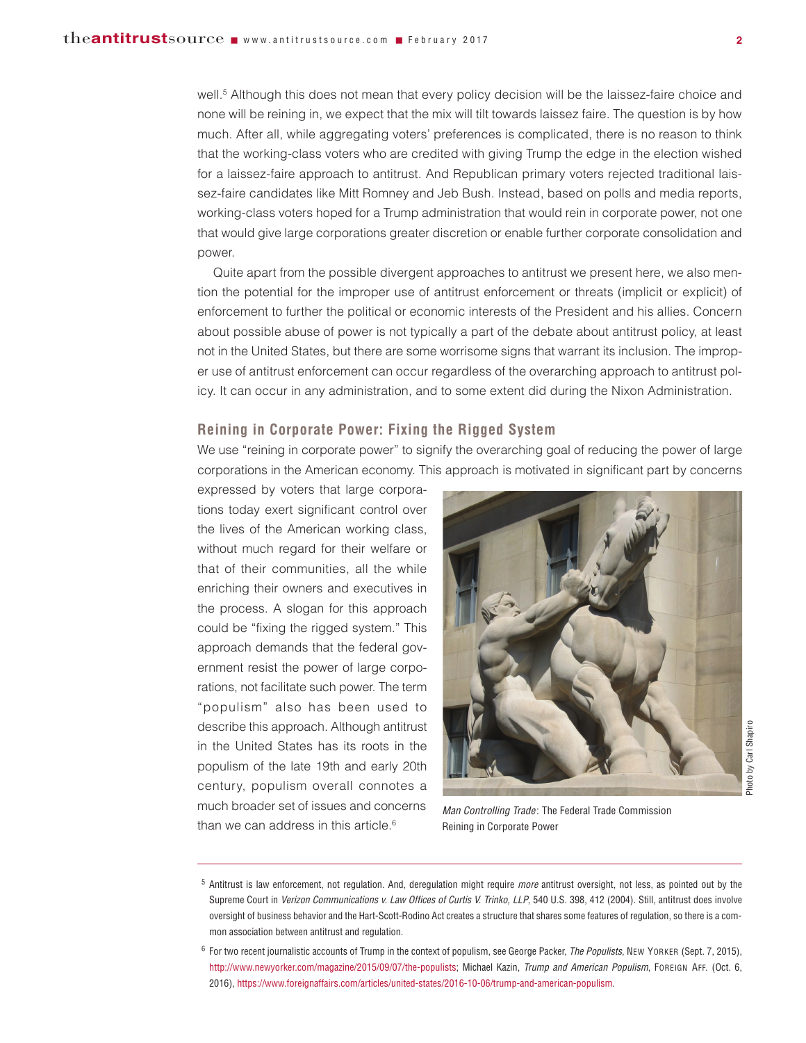well.[5] Although this does not mean that every policy decision will be the laissez-faire choice and none will be reining in, we expect that the mix will tilt towards laissez faire. The question is by how much. After all, while aggregating voters' preferences is complicated, there is no reason to think that the working-class voters who are credited with giving Trump the edge in the election wished for a laissez-faire approach to antitrust. And Republican primary voters rejected traditional laissez-faire candidates like Mitt Romney and Jeb Bush. Instead, based on polls and media reports, working-class voters hoped for a Trump administration that would rein in corporate power, not one that would give large corporations greater discretion or enable further corporate consolidation and power.

Quite apart from the possible divergent approaches to antitrust we present here, we also mention the potential for the improper use of antitrust enforcement or threats (implicit or explicit) of enforcement to further the political or economic interests of the President and his allies. Concern about possible abuse of power is not typically a part of the debate about antitrust policy, at least not in the United States, but there are some worrisome signs that warrant its inclusion. The improper use of antitrust enforcement can occur regardless of the overarching approach to antitrust policy. It can occur in any administration, and to some extent did during the Nixon Administration.

## Reining in Corporate Power: Fixing the Rigged System

We use "reining in corporate power" to signify the overarching goal of reducing the power of large corporations in the American economy. This approach is motivated in significant part by concerns expressed by voters that large corporations today exert significant control over the lives of the American working class, without much regard for their welfare or that of their communities, all the while enriching their owners and executives in the process. A slogan for this approach could be "fixing the rigged system." This approach demands that the federal government resist the power of large corporations, not facilitate such power. The term "populism" also has been used to describe this approach. Although antitrust in the United States has its roots in the populism of the late 19th and early 20th century, populism overall connotes a much broader set of issues and concerns than we can address in this article.[6]

*Man Controlling Trade*: The Federal Trade Commission Reining in Corporate Power

Photo by Carl Shapiro

---

[5] Antitrust is law enforcement, not regulation. And, deregulation might require *more* antitrust oversight, not less, as pointed out by the Supreme Court in *Verizon Communications v. Law Offices of Curtis V. Trinko, LLP*, 540 U.S. 398, 412 (2004). Still, antitrust does involve oversight of business behavior and the Hart-Scott-Rodino Act creates a structure that shares some features of regulation, so there is a common association between antitrust and regulation.

[6] For two recent journalistic accounts of Trump in the context of populism, see George Packer, *The Populists*, New Yorker (Sept. 7, 2015), http://www.newyorker.com/magazine/2015/09/07/the-populists; Michael Kazin, *Trump and American Populism*, Foreign Aff. (Oct. 6, 2016), https://www.foreignaffairs.com/articles/united-states/2016-10-06/trump-and-american-populism.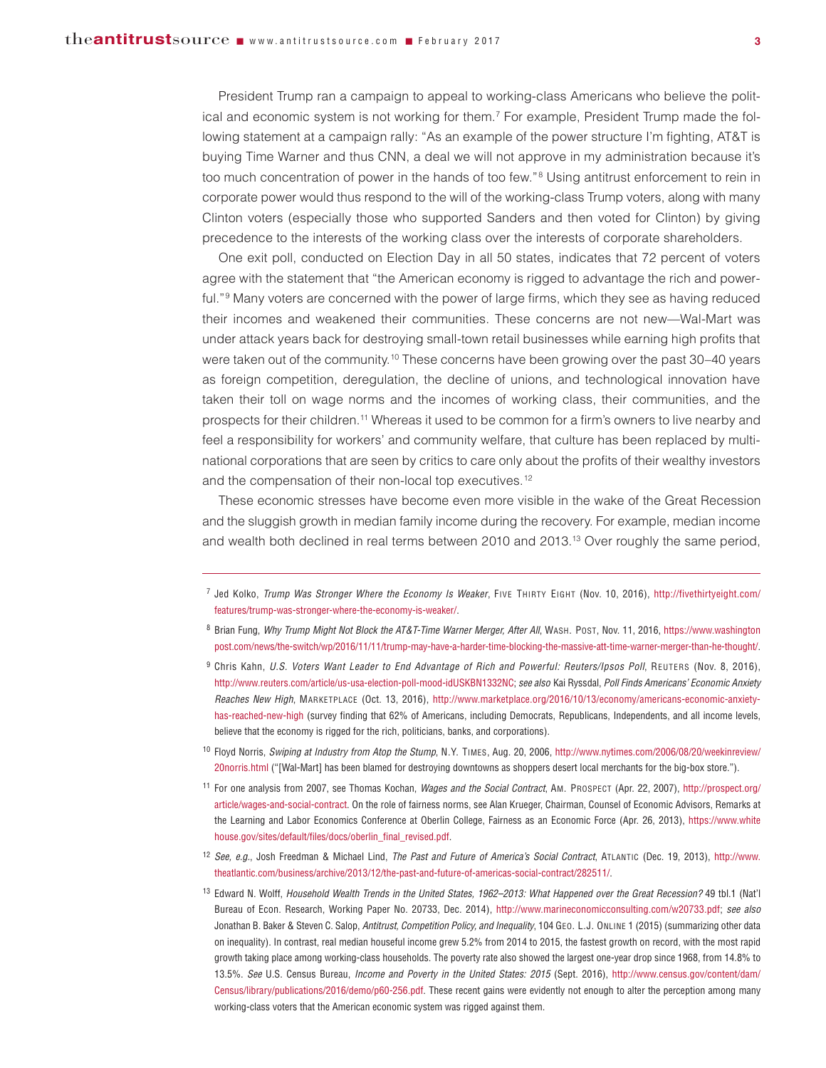President Trump ran a campaign to appeal to working-class Americans who believe the political and economic system is not working for them.[7] For example, President Trump made the following statement at a campaign rally: "As an example of the power structure I'm fighting, AT&T is buying Time Warner and thus CNN, a deal we will not approve in my administration because it's too much concentration of power in the hands of too few."[8] Using antitrust enforcement to rein in corporate power would thus respond to the will of the working-class Trump voters, along with many Clinton voters (especially those who supported Sanders and then voted for Clinton) by giving precedence to the interests of the working class over the interests of corporate shareholders.

One exit poll, conducted on Election Day in all 50 states, indicates that 72 percent of voters agree with the statement that "the American economy is rigged to advantage the rich and powerful."[9] Many voters are concerned with the power of large firms, which they see as having reduced their incomes and weakened their communities. These concerns are not new—Wal-Mart was under attack years back for destroying small-town retail businesses while earning high profits that were taken out of the community.[10] These concerns have been growing over the past 30–40 years as foreign competition, deregulation, the decline of unions, and technological innovation have taken their toll on wage norms and the incomes of working class, their communities, and the prospects for their children.[11] Whereas it used to be common for a firm's owners to live nearby and feel a responsibility for workers' and community welfare, that culture has been replaced by multinational corporations that are seen by critics to care only about the profits of their wealthy investors and the compensation of their non-local top executives.[12]

These economic stresses have become even more visible in the wake of the Great Recession and the sluggish growth in median family income during the recovery. For example, median income and wealth both declined in real terms between 2010 and 2013.[13] Over roughly the same period,

---

[7] Jed Kolko, *Trump Was Stronger Where the Economy Is Weaker*, Five Thirty Eight (Nov. 10, 2016), http://fivethirtyeight.com/features/trump-was-stronger-where-the-economy-is-weaker/.

[8] Brian Fung, *Why Trump Might Not Block the AT&T-Time Warner Merger, After All*, Wash. Post, Nov. 11, 2016, https://www.washingtonpost.com/news/the-switch/wp/2016/11/11/trump-may-have-a-harder-time-blocking-the-massive-att-time-warner-merger-than-he-thought/.

[9] Chris Kahn, *U.S. Voters Want Leader to End Advantage of Rich and Powerful: Reuters/Ipsos Poll*, Reuters (Nov. 8, 2016), http://www.reuters.com/article/us-usa-election-poll-mood-idUSKBN1332NC; *see also* Kai Ryssdal, *Poll Finds Americans' Economic Anxiety Reaches New High*, Marketplace (Oct. 13, 2016), http://www.marketplace.org/2016/10/13/economy/americans-economic-anxiety-has-reached-new-high (survey finding that 62% of Americans, including Democrats, Republicans, Independents, and all income levels, believe that the economy is rigged for the rich, politicians, banks, and corporations).

[10] Floyd Norris, *Swiping at Industry from Atop the Stump*, N.Y. Times, Aug. 20, 2006, http://www.nytimes.com/2006/08/20/weekinreview/20norris.html ("[Wal-Mart] has been blamed for destroying downtowns as shoppers desert local merchants for the big-box store.").

[11] For one analysis from 2007, see Thomas Kochan, *Wages and the Social Contract*, Am. Prospect (Apr. 22, 2007), http://prospect.org/article/wages-and-social-contract. On the role of fairness norms, see Alan Krueger, Chairman, Counsel of Economic Advisors, Remarks at the Learning and Labor Economics Conference at Oberlin College, Fairness as an Economic Force (Apr. 26, 2013), https://www.whitehouse.gov/sites/default/files/docs/oberlin_final_revised.pdf.

[12] *See, e.g.*, Josh Freedman & Michael Lind, *The Past and Future of America's Social Contract*, Atlantic (Dec. 19, 2013), http://www.theatlantic.com/business/archive/2013/12/the-past-and-future-of-americas-social-contract/282511/.

[13] Edward N. Wolff, *Household Wealth Trends in the United States, 1962–2013: What Happened over the Great Recession?* 49 tbl.1 (Nat'l Bureau of Econ. Research, Working Paper No. 20733, Dec. 2014), http://www.marineconomicconsulting.com/w20733.pdf; *see also* Jonathan B. Baker & Steven C. Salop, *Antitrust, Competition Policy, and Inequality*, 104 Geo. L.J. Online 1 (2015) (summarizing other data on inequality). In contrast, real median houseful income grew 5.2% from 2014 to 2015, the fastest growth on record, with the most rapid growth taking place among working-class households. The poverty rate also showed the largest one-year drop since 1968, from 14.8% to 13.5%. *See* U.S. Census Bureau, *Income and Poverty in the United States: 2015* (Sept. 2016), http://www.census.gov/content/dam/Census/library/publications/2016/demo/p60-256.pdf. These recent gains were evidently not enough to alter the perception among many working-class voters that the American economic system was rigged against them.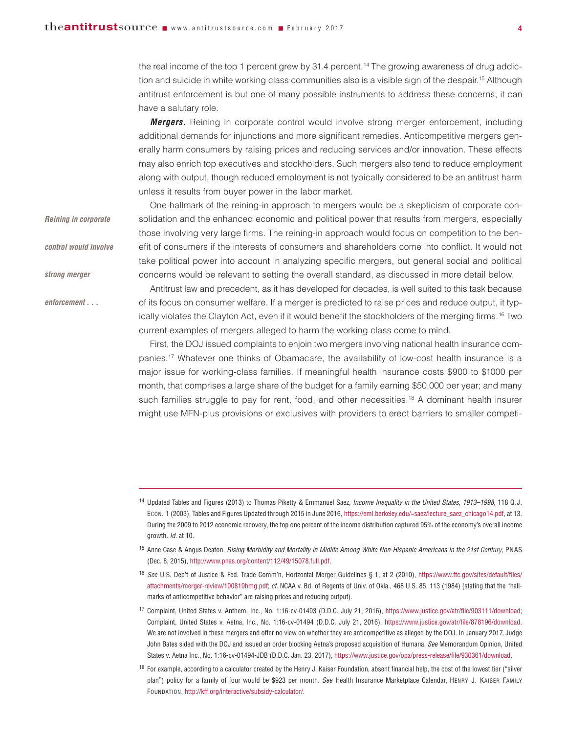the real income of the top 1 percent grew by 31.4 percent.[14] The growing awareness of drug addiction and suicide in white working class communities also is a visible sign of the despair.[15] Although antitrust enforcement is but one of many possible instruments to address these concerns, it can have a salutary role.

***Mergers.*** Reining in corporate control would involve strong merger enforcement, including additional demands for injunctions and more significant remedies. Anticompetitive mergers generally harm consumers by raising prices and reducing services and/or innovation. These effects may also enrich top executives and stockholders. Such mergers also tend to reduce employment along with output, though reduced employment is not typically considered to be an antitrust harm unless it results from buyer power in the labor market.

*Reining in corporate control would involve strong merger enforcement . . .*

One hallmark of the reining-in approach to mergers would be a skepticism of corporate consolidation and the enhanced economic and political power that results from mergers, especially those involving very large firms. The reining-in approach would focus on competition to the benefit of consumers if the interests of consumers and shareholders come into conflict. It would not take political power into account in analyzing specific mergers, but general social and political concerns would be relevant to setting the overall standard, as discussed in more detail below.

Antitrust law and precedent, as it has developed for decades, is well suited to this task because of its focus on consumer welfare. If a merger is predicted to raise prices and reduce output, it typically violates the Clayton Act, even if it would benefit the stockholders of the merging firms.[16] Two current examples of mergers alleged to harm the working class come to mind.

First, the DOJ issued complaints to enjoin two mergers involving national health insurance companies.[17] Whatever one thinks of Obamacare, the availability of low-cost health insurance is a major issue for working-class families. If meaningful health insurance costs $900 to $1000 per month, that comprises a large share of the budget for a family earning $50,000 per year; and many such families struggle to pay for rent, food, and other necessities.[18] A dominant health insurer might use MFN-plus provisions or exclusives with providers to erect barriers to smaller competi-

---

[14] Updated Tables and Figures (2013) to Thomas Piketty & Emmanuel Saez, *Income Inequality in the United States, 1913–1998*, 118 Q.J. ECON. 1 (2003), Tables and Figures Updated through 2015 in June 2016, https://eml.berkeley.edu/~saez/lecture_saez_chicago14.pdf, at 13. During the 2009 to 2012 economic recovery, the top one percent of the income distribution captured 95% of the economy's overall income growth. *Id.* at 10.

[15] Anne Case & Angus Deaton, *Rising Morbidity and Mortality in Midlife Among White Non-Hispanic Americans in the 21st Century*, PNAS (Dec. 8, 2015), http://www.pnas.org/content/112/49/15078.full.pdf.

[16] *See* U.S. Dep't of Justice & Fed. Trade Comm'n, Horizontal Merger Guidelines § 1, at 2 (2010), https://www.ftc.gov/sites/default/files/attachments/merger-review/100819hmg.pdf; *cf.* NCAA v. Bd. of Regents of Univ. of Okla., 468 U.S. 85, 113 (1984) (stating that the "hallmarks of anticompetitive behavior" are raising prices and reducing output).

[17] Complaint, United States v. Anthem, Inc., No. 1:16-cv-01493 (D.D.C. July 21, 2016), https://www.justice.gov/atr/file/903111/download; Complaint, United States v. Aetna, Inc., No. 1:16-cv-01494 (D.D.C. July 21, 2016), https://www.justice.gov/atr/file/878196/download. We are not involved in these mergers and offer no view on whether they are anticompetitive as alleged by the DOJ. In January 2017, Judge John Bates sided with the DOJ and issued an order blocking Aetna's proposed acquisition of Humana. *See* Memorandum Opinion, United States v. Aetna Inc., No. 1:16-cv-01494-JDB (D.D.C. Jan. 23, 2017), https://www.justice.gov/opa/press-release/file/930361/download.

[18] For example, according to a calculator created by the Henry J. Kaiser Foundation, absent financial help, the cost of the lowest tier ("silver plan") policy for a family of four would be $923 per month. *See* Health Insurance Marketplace Calendar, HENRY J. KAISER FAMILY FOUNDATION, http://kff.org/interactive/subsidy-calculator/.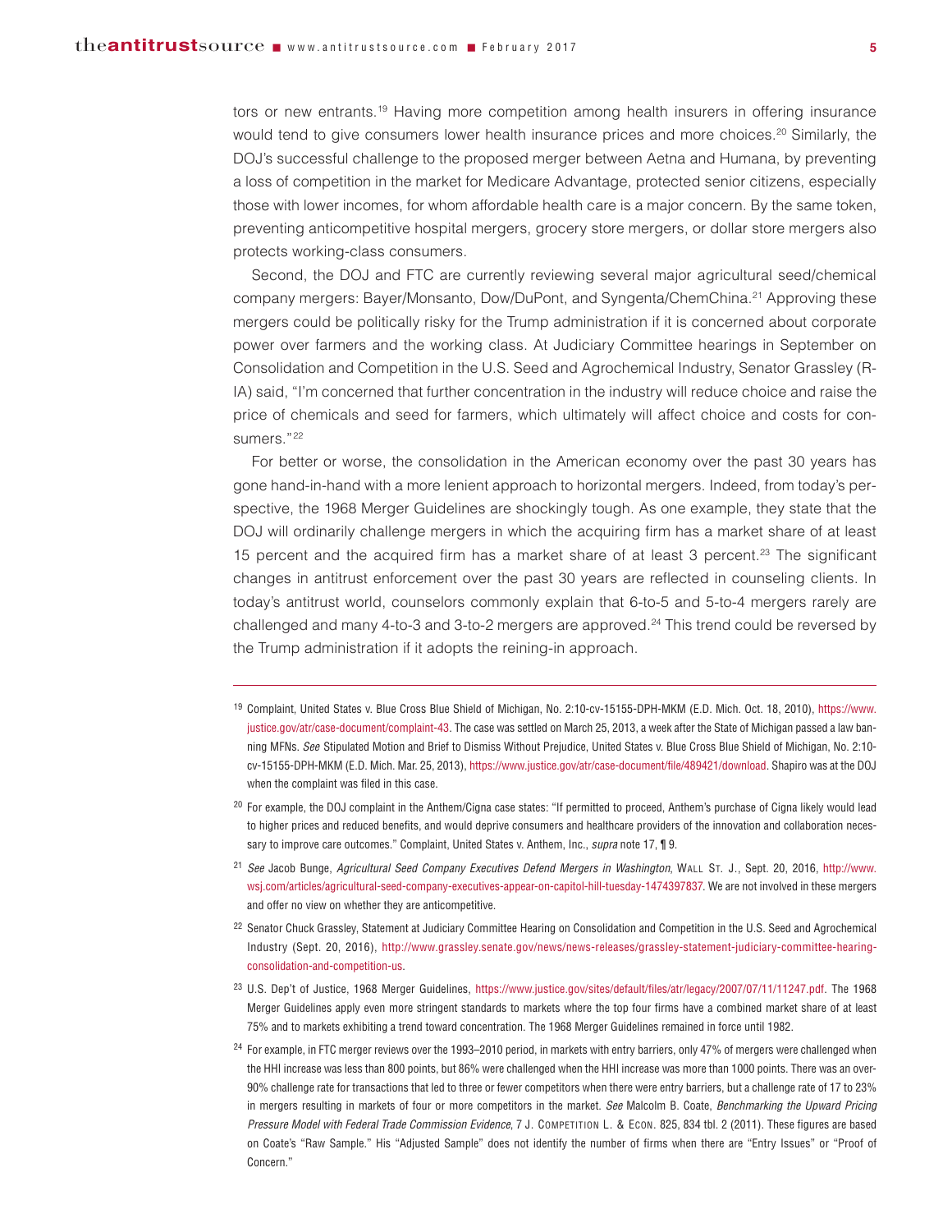tors or new entrants.[19] Having more competition among health insurers in offering insurance would tend to give consumers lower health insurance prices and more choices.[20] Similarly, the DOJ's successful challenge to the proposed merger between Aetna and Humana, by preventing a loss of competition in the market for Medicare Advantage, protected senior citizens, especially those with lower incomes, for whom affordable health care is a major concern. By the same token, preventing anticompetitive hospital mergers, grocery store mergers, or dollar store mergers also protects working-class consumers.

Second, the DOJ and FTC are currently reviewing several major agricultural seed/chemical company mergers: Bayer/Monsanto, Dow/DuPont, and Syngenta/ChemChina.[21] Approving these mergers could be politically risky for the Trump administration if it is concerned about corporate power over farmers and the working class. At Judiciary Committee hearings in September on Consolidation and Competition in the U.S. Seed and Agrochemical Industry, Senator Grassley (R-IA) said, "I'm concerned that further concentration in the industry will reduce choice and raise the price of chemicals and seed for farmers, which ultimately will affect choice and costs for consumers."[22]

For better or worse, the consolidation in the American economy over the past 30 years has gone hand-in-hand with a more lenient approach to horizontal mergers. Indeed, from today's perspective, the 1968 Merger Guidelines are shockingly tough. As one example, they state that the DOJ will ordinarily challenge mergers in which the acquiring firm has a market share of at least 15 percent and the acquired firm has a market share of at least 3 percent.[23] The significant changes in antitrust enforcement over the past 30 years are reflected in counseling clients. In today's antitrust world, counselors commonly explain that 6-to-5 and 5-to-4 mergers rarely are challenged and many 4-to-3 and 3-to-2 mergers are approved.[24] This trend could be reversed by the Trump administration if it adopts the reining-in approach.

---

[19] Complaint, United States v. Blue Cross Blue Shield of Michigan, No. 2:10-cv-15155-DPH-MKM (E.D. Mich. Oct. 18, 2010), https://www.justice.gov/atr/case-document/complaint-43. The case was settled on March 25, 2013, a week after the State of Michigan passed a law banning MFNs. *See* Stipulated Motion and Brief to Dismiss Without Prejudice, United States v. Blue Cross Blue Shield of Michigan, No. 2:10-cv-15155-DPH-MKM (E.D. Mich. Mar. 25, 2013), https://www.justice.gov/atr/case-document/file/489421/download. Shapiro was at the DOJ when the complaint was filed in this case.

[20] For example, the DOJ complaint in the Anthem/Cigna case states: "If permitted to proceed, Anthem's purchase of Cigna likely would lead to higher prices and reduced benefits, and would deprive consumers and healthcare providers of the innovation and collaboration necessary to improve care outcomes." Complaint, United States v. Anthem, Inc., *supra* note 17, ¶ 9.

[21] *See* Jacob Bunge, *Agricultural Seed Company Executives Defend Mergers in Washington*, Wall St. J., Sept. 20, 2016, http://www.wsj.com/articles/agricultural-seed-company-executives-appear-on-capitol-hill-tuesday-1474397837. We are not involved in these mergers and offer no view on whether they are anticompetitive.

[22] Senator Chuck Grassley, Statement at Judiciary Committee Hearing on Consolidation and Competition in the U.S. Seed and Agrochemical Industry (Sept. 20, 2016), http://www.grassley.senate.gov/news/news-releases/grassley-statement-judiciary-committee-hearing-consolidation-and-competition-us.

[23] U.S. Dep't of Justice, 1968 Merger Guidelines, https://www.justice.gov/sites/default/files/atr/legacy/2007/07/11/11247.pdf. The 1968 Merger Guidelines apply even more stringent standards to markets where the top four firms have a combined market share of at least 75% and to markets exhibiting a trend toward concentration. The 1968 Merger Guidelines remained in force until 1982.

[24] For example, in FTC merger reviews over the 1993–2010 period, in markets with entry barriers, only 47% of mergers were challenged when the HHI increase was less than 800 points, but 86% were challenged when the HHI increase was more than 1000 points. There was an over-90% challenge rate for transactions that led to three or fewer competitors when there were entry barriers, but a challenge rate of 17 to 23% in mergers resulting in markets of four or more competitors in the market. *See* Malcolm B. Coate, *Benchmarking the Upward Pricing Pressure Model with Federal Trade Commission Evidence*, 7 J. Competition L. & Econ. 825, 834 tbl. 2 (2011). These figures are based on Coate's "Raw Sample." His "Adjusted Sample" does not identify the number of firms when there are "Entry Issues" or "Proof of Concern."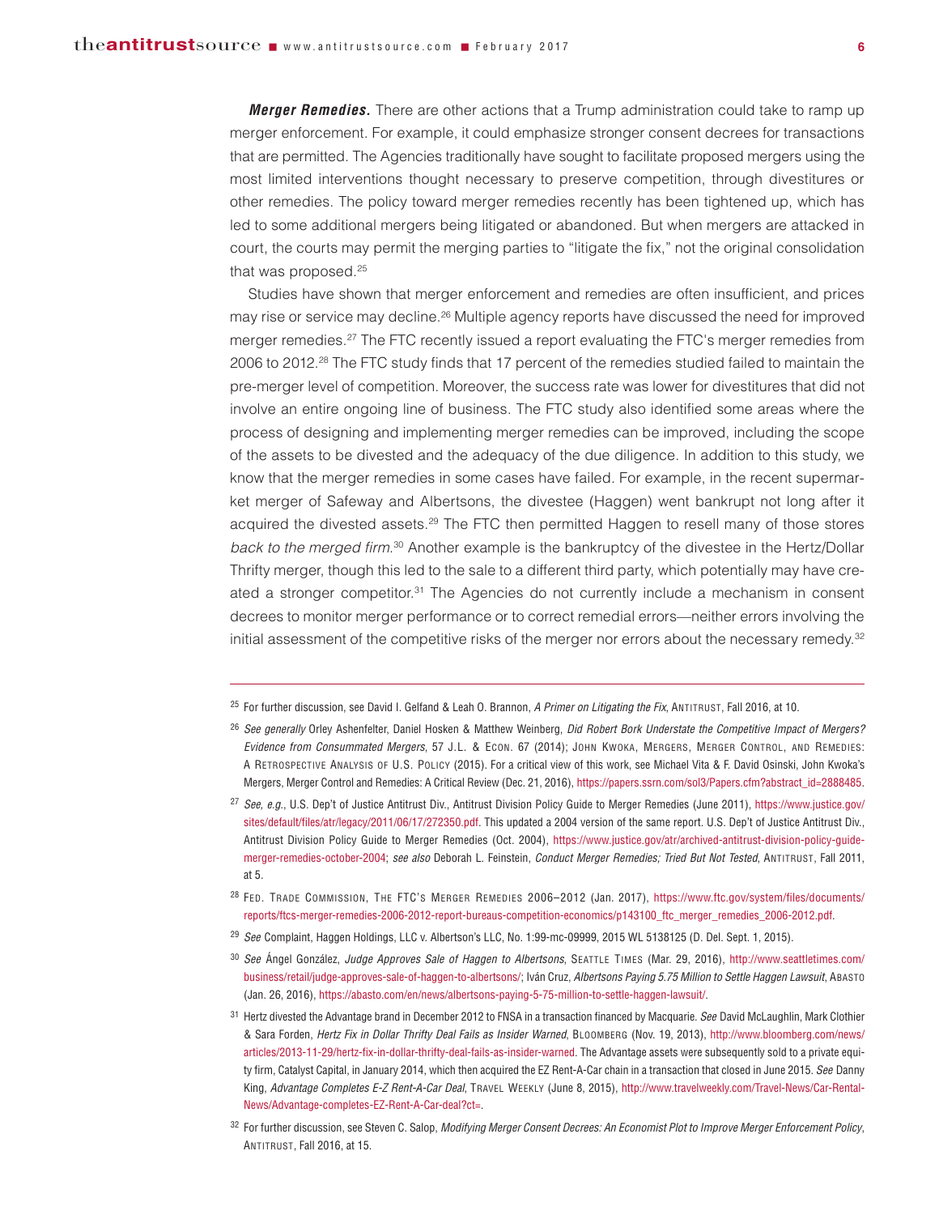***Merger Remedies.*** There are other actions that a Trump administration could take to ramp up merger enforcement. For example, it could emphasize stronger consent decrees for transactions that are permitted. The Agencies traditionally have sought to facilitate proposed mergers using the most limited interventions thought necessary to preserve competition, through divestitures or other remedies. The policy toward merger remedies recently has been tightened up, which has led to some additional mergers being litigated or abandoned. But when mergers are attacked in court, the courts may permit the merging parties to "litigate the fix," not the original consolidation that was proposed.[25]

Studies have shown that merger enforcement and remedies are often insufficient, and prices may rise or service may decline.[26] Multiple agency reports have discussed the need for improved merger remedies.[27] The FTC recently issued a report evaluating the FTC's merger remedies from 2006 to 2012.[28] The FTC study finds that 17 percent of the remedies studied failed to maintain the pre-merger level of competition. Moreover, the success rate was lower for divestitures that did not involve an entire ongoing line of business. The FTC study also identified some areas where the process of designing and implementing merger remedies can be improved, including the scope of the assets to be divested and the adequacy of the due diligence. In addition to this study, we know that the merger remedies in some cases have failed. For example, in the recent supermarket merger of Safeway and Albertsons, the divestee (Haggen) went bankrupt not long after it acquired the divested assets.[29] The FTC then permitted Haggen to resell many of those stores *back to the merged firm*.[30] Another example is the bankruptcy of the divestee in the Hertz/Dollar Thrifty merger, though this led to the sale to a different third party, which potentially may have created a stronger competitor.[31] The Agencies do not currently include a mechanism in consent decrees to monitor merger performance or to correct remedial errors—neither errors involving the initial assessment of the competitive risks of the merger nor errors about the necessary remedy.[32]

---

[25] For further discussion, see David I. Gelfand & Leah O. Brannon, *A Primer on Litigating the Fix*, ANTITRUST, Fall 2016, at 10.

[26] *See generally* Orley Ashenfelter, Daniel Hosken & Matthew Weinberg, *Did Robert Bork Understate the Competitive Impact of Mergers? Evidence from Consummated Mergers*, 57 J.L. & ECON. 67 (2014); JOHN KWOKA, MERGERS, MERGER CONTROL, AND REMEDIES: A RETROSPECTIVE ANALYSIS OF U.S. POLICY (2015). For a critical view of this work, see Michael Vita & F. David Osinski, John Kwoka's Mergers, Merger Control and Remedies: A Critical Review (Dec. 21, 2016), https://papers.ssrn.com/sol3/Papers.cfm?abstract_id=2888485.

[27] *See, e.g.*, U.S. Dep't of Justice Antitrust Div., Antitrust Division Policy Guide to Merger Remedies (June 2011), https://www.justice.gov/sites/default/files/atr/legacy/2011/06/17/272350.pdf. This updated a 2004 version of the same report. U.S. Dep't of Justice Antitrust Div., Antitrust Division Policy Guide to Merger Remedies (Oct. 2004), https://www.justice.gov/atr/archived-antitrust-division-policy-guide-merger-remedies-october-2004; *see also* Deborah L. Feinstein, *Conduct Merger Remedies; Tried But Not Tested*, ANTITRUST, Fall 2011, at 5.

[28] FED. TRADE COMMISSION, THE FTC'S MERGER REMEDIES 2006–2012 (Jan. 2017), https://www.ftc.gov/system/files/documents/reports/ftcs-merger-remedies-2006-2012-report-bureaus-competition-economics/p143100_ftc_merger_remedies_2006-2012.pdf.

[29] *See* Complaint, Haggen Holdings, LLC v. Albertson's LLC, No. 1:99-mc-09999, 2015 WL 5138125 (D. Del. Sept. 1, 2015).

[30] *See* Ángel González, *Judge Approves Sale of Haggen to Albertsons*, SEATTLE TIMES (Mar. 29, 2016), http://www.seattletimes.com/business/retail/judge-approves-sale-of-haggen-to-albertsons/; Iván Cruz, *Albertsons Paying 5.75 Million to Settle Haggen Lawsuit*, ABASTO (Jan. 26, 2016), https://abasto.com/en/news/albertsons-paying-5-75-million-to-settle-haggen-lawsuit/.

[31] Hertz divested the Advantage brand in December 2012 to FNSA in a transaction financed by Macquarie. *See* David McLaughlin, Mark Clothier & Sara Forden, *Hertz Fix in Dollar Thrifty Deal Fails as Insider Warned*, BLOOMBERG (Nov. 19, 2013), http://www.bloomberg.com/news/articles/2013-11-29/hertz-fix-in-dollar-thrifty-deal-fails-as-insider-warned. The Advantage assets were subsequently sold to a private equity firm, Catalyst Capital, in January 2014, which then acquired the EZ Rent-A-Car chain in a transaction that closed in June 2015. *See* Danny King, *Advantage Completes E-Z Rent-A-Car Deal*, TRAVEL WEEKLY (June 8, 2015), http://www.travelweekly.com/Travel-News/Car-Rental-News/Advantage-completes-EZ-Rent-A-Car-deal?ct=.

[32] For further discussion, see Steven C. Salop, *Modifying Merger Consent Decrees: An Economist Plot to Improve Merger Enforcement Policy*, ANTITRUST, Fall 2016, at 15.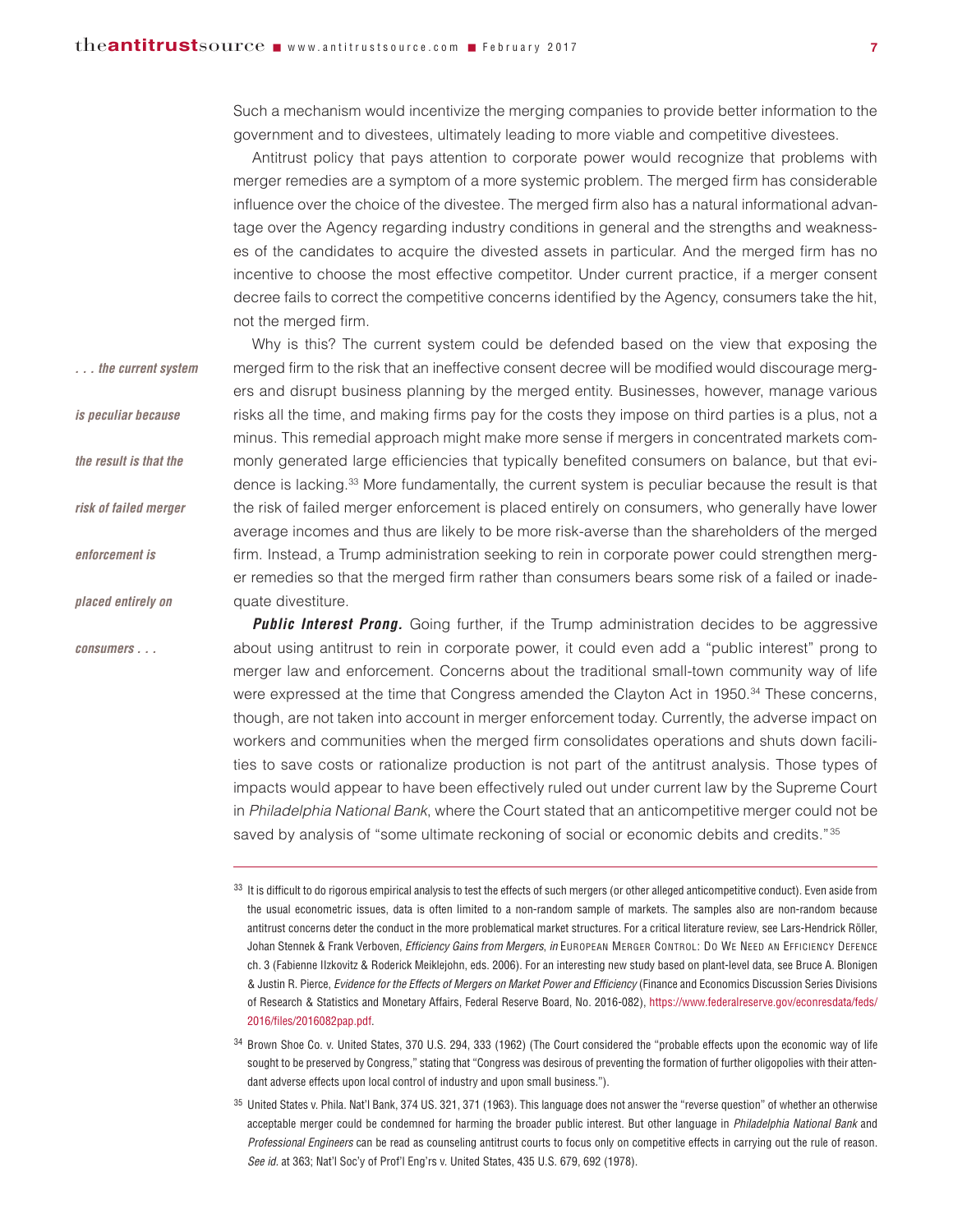Such a mechanism would incentivize the merging companies to provide better information to the government and to divestees, ultimately leading to more viable and competitive divestees.

Antitrust policy that pays attention to corporate power would recognize that problems with merger remedies are a symptom of a more systemic problem. The merged firm has considerable influence over the choice of the divestee. The merged firm also has a natural informational advantage over the Agency regarding industry conditions in general and the strengths and weaknesses of the candidates to acquire the divested assets in particular. And the merged firm has no incentive to choose the most effective competitor. Under current practice, if a merger consent decree fails to correct the competitive concerns identified by the Agency, consumers take the hit, not the merged firm.

*. . . the current system is peculiar because the result is that the risk of failed merger enforcement is placed entirely on consumers . . .*

Why is this? The current system could be defended based on the view that exposing the merged firm to the risk that an ineffective consent decree will be modified would discourage mergers and disrupt business planning by the merged entity. Businesses, however, manage various risks all the time, and making firms pay for the costs they impose on third parties is a plus, not a minus. This remedial approach might make more sense if mergers in concentrated markets commonly generated large efficiencies that typically benefited consumers on balance, but that evidence is lacking.[33] More fundamentally, the current system is peculiar because the result is that the risk of failed merger enforcement is placed entirely on consumers, who generally have lower average incomes and thus are likely to be more risk-averse than the shareholders of the merged firm. Instead, a Trump administration seeking to rein in corporate power could strengthen merger remedies so that the merged firm rather than consumers bears some risk of a failed or inadequate divestiture.

***Public Interest Prong.*** Going further, if the Trump administration decides to be aggressive about using antitrust to rein in corporate power, it could even add a "public interest" prong to merger law and enforcement. Concerns about the traditional small-town community way of life were expressed at the time that Congress amended the Clayton Act in 1950.[34] These concerns, though, are not taken into account in merger enforcement today. Currently, the adverse impact on workers and communities when the merged firm consolidates operations and shuts down facilities to save costs or rationalize production is not part of the antitrust analysis. Those types of impacts would appear to have been effectively ruled out under current law by the Supreme Court in *Philadelphia National Bank*, where the Court stated that an anticompetitive merger could not be saved by analysis of "some ultimate reckoning of social or economic debits and credits."[35]

---

[33] It is difficult to do rigorous empirical analysis to test the effects of such mergers (or other alleged anticompetitive conduct). Even aside from the usual econometric issues, data is often limited to a non-random sample of markets. The samples also are non-random because antitrust concerns deter the conduct in the more problematical market structures. For a critical literature review, see Lars-Hendrick Röller, Johan Stennek & Frank Verboven, *Efficiency Gains from Mergers*, *in* European Merger Control: Do We Need an Efficiency Defence ch. 3 (Fabienne Ilzkovitz & Roderick Meiklejohn, eds. 2006). For an interesting new study based on plant-level data, see Bruce A. Blonigen & Justin R. Pierce, *Evidence for the Effects of Mergers on Market Power and Efficiency* (Finance and Economics Discussion Series Divisions of Research & Statistics and Monetary Affairs, Federal Reserve Board, No. 2016-082), https://www.federalreserve.gov/econresdata/feds/2016/files/2016082pap.pdf.

[34] Brown Shoe Co. v. United States, 370 U.S. 294, 333 (1962) (The Court considered the "probable effects upon the economic way of life sought to be preserved by Congress," stating that "Congress was desirous of preventing the formation of further oligopolies with their attendant adverse effects upon local control of industry and upon small business.").

[35] United States v. Phila. Nat'l Bank, 374 US. 321, 371 (1963). This language does not answer the "reverse question" of whether an otherwise acceptable merger could be condemned for harming the broader public interest. But other language in *Philadelphia National Bank* and *Professional Engineers* can be read as counseling antitrust courts to focus only on competitive effects in carrying out the rule of reason. *See id.* at 363; Nat'l Soc'y of Prof'l Eng'rs v. United States, 435 U.S. 679, 692 (1978).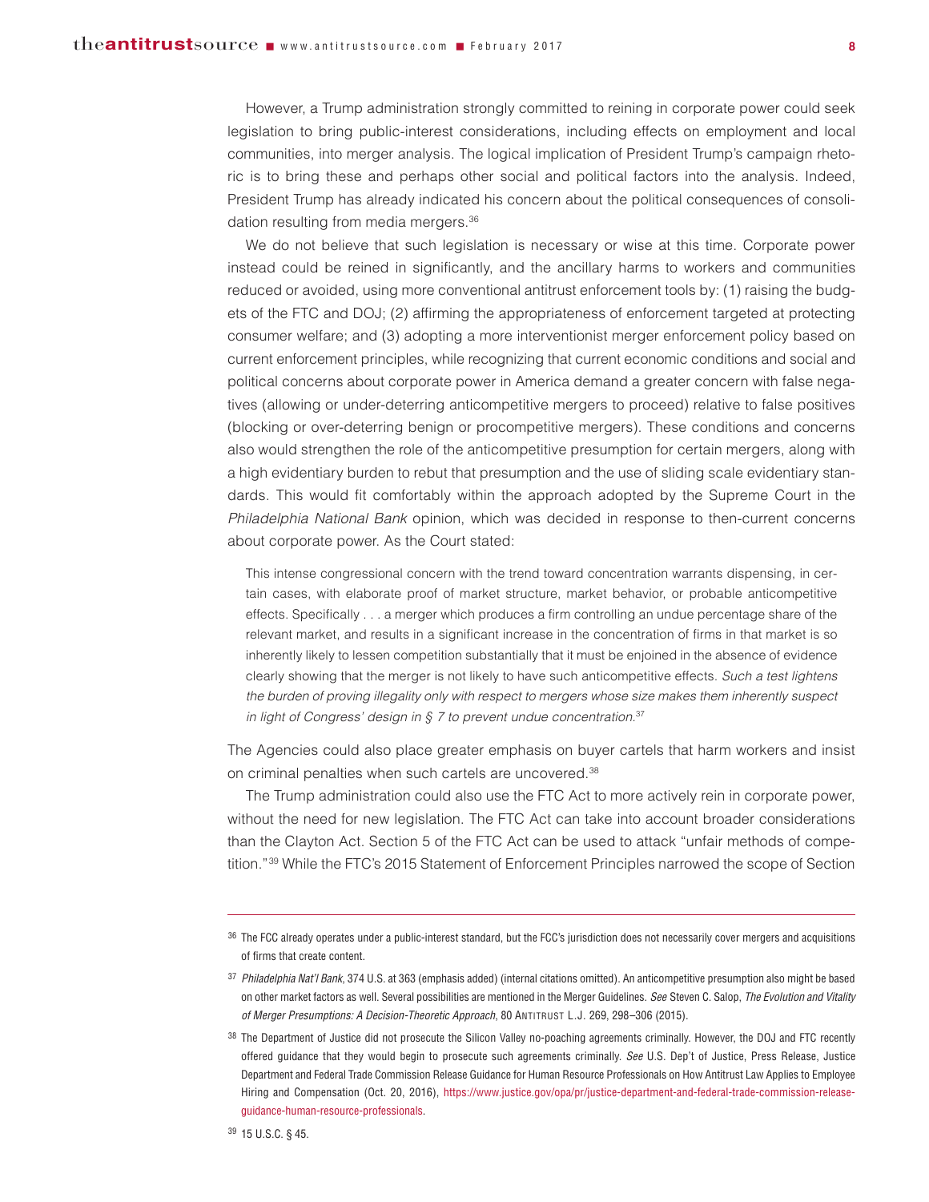However, a Trump administration strongly committed to reining in corporate power could seek legislation to bring public-interest considerations, including effects on employment and local communities, into merger analysis. The logical implication of President Trump's campaign rhetoric is to bring these and perhaps other social and political factors into the analysis. Indeed, President Trump has already indicated his concern about the political consequences of consolidation resulting from media mergers.[36]

We do not believe that such legislation is necessary or wise at this time. Corporate power instead could be reined in significantly, and the ancillary harms to workers and communities reduced or avoided, using more conventional antitrust enforcement tools by: (1) raising the budgets of the FTC and DOJ; (2) affirming the appropriateness of enforcement targeted at protecting consumer welfare; and (3) adopting a more interventionist merger enforcement policy based on current enforcement principles, while recognizing that current economic conditions and social and political concerns about corporate power in America demand a greater concern with false negatives (allowing or under-deterring anticompetitive mergers to proceed) relative to false positives (blocking or over-deterring benign or procompetitive mergers). These conditions and concerns also would strengthen the role of the anticompetitive presumption for certain mergers, along with a high evidentiary burden to rebut that presumption and the use of sliding scale evidentiary standards. This would fit comfortably within the approach adopted by the Supreme Court in the *Philadelphia National Bank* opinion, which was decided in response to then-current concerns about corporate power. As the Court stated:

> This intense congressional concern with the trend toward concentration warrants dispensing, in certain cases, with elaborate proof of market structure, market behavior, or probable anticompetitive effects. Specifically . . . a merger which produces a firm controlling an undue percentage share of the relevant market, and results in a significant increase in the concentration of firms in that market is so inherently likely to lessen competition substantially that it must be enjoined in the absence of evidence clearly showing that the merger is not likely to have such anticompetitive effects. *Such a test lightens the burden of proving illegality only with respect to mergers whose size makes them inherently suspect in light of Congress' design in § 7 to prevent undue concentration.*[37]

The Agencies could also place greater emphasis on buyer cartels that harm workers and insist on criminal penalties when such cartels are uncovered.[38]

The Trump administration could also use the FTC Act to more actively rein in corporate power, without the need for new legislation. The FTC Act can take into account broader considerations than the Clayton Act. Section 5 of the FTC Act can be used to attack "unfair methods of competition."[39] While the FTC's 2015 Statement of Enforcement Principles narrowed the scope of Section

---

[36] The FCC already operates under a public-interest standard, but the FCC's jurisdiction does not necessarily cover mergers and acquisitions of firms that create content.

[37] *Philadelphia Nat'l Bank*, 374 U.S. at 363 (emphasis added) (internal citations omitted). An anticompetitive presumption also might be based on other market factors as well. Several possibilities are mentioned in the Merger Guidelines. *See* Steven C. Salop, *The Evolution and Vitality of Merger Presumptions: A Decision-Theoretic Approach*, 80 Antitrust L.J. 269, 298–306 (2015).

[38] The Department of Justice did not prosecute the Silicon Valley no-poaching agreements criminally. However, the DOJ and FTC recently offered guidance that they would begin to prosecute such agreements criminally. *See* U.S. Dep't of Justice, Press Release, Justice Department and Federal Trade Commission Release Guidance for Human Resource Professionals on How Antitrust Law Applies to Employee Hiring and Compensation (Oct. 20, 2016), https://www.justice.gov/opa/pr/justice-department-and-federal-trade-commission-release-guidance-human-resource-professionals.

[39] 15 U.S.C. § 45.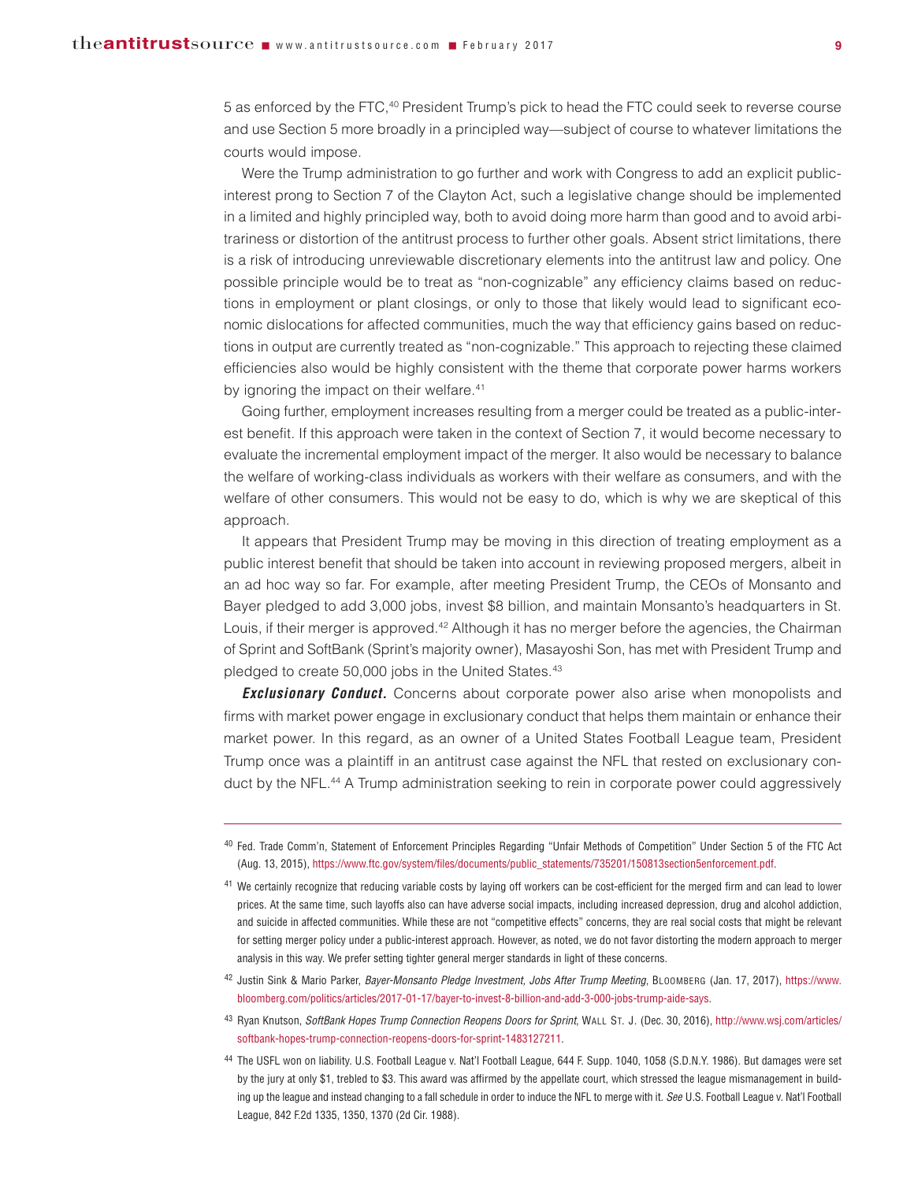5 as enforced by the FTC,[40] President Trump's pick to head the FTC could seek to reverse course and use Section 5 more broadly in a principled way—subject of course to whatever limitations the courts would impose.

Were the Trump administration to go further and work with Congress to add an explicit public-interest prong to Section 7 of the Clayton Act, such a legislative change should be implemented in a limited and highly principled way, both to avoid doing more harm than good and to avoid arbitrariness or distortion of the antitrust process to further other goals. Absent strict limitations, there is a risk of introducing unreviewable discretionary elements into the antitrust law and policy. One possible principle would be to treat as "non-cognizable" any efficiency claims based on reductions in employment or plant closings, or only to those that likely would lead to significant economic dislocations for affected communities, much the way that efficiency gains based on reductions in output are currently treated as "non-cognizable." This approach to rejecting these claimed efficiencies also would be highly consistent with the theme that corporate power harms workers by ignoring the impact on their welfare.[41]

Going further, employment increases resulting from a merger could be treated as a public-interest benefit. If this approach were taken in the context of Section 7, it would become necessary to evaluate the incremental employment impact of the merger. It also would be necessary to balance the welfare of working-class individuals as workers with their welfare as consumers, and with the welfare of other consumers. This would not be easy to do, which is why we are skeptical of this approach.

It appears that President Trump may be moving in this direction of treating employment as a public interest benefit that should be taken into account in reviewing proposed mergers, albeit in an ad hoc way so far. For example, after meeting President Trump, the CEOs of Monsanto and Bayer pledged to add 3,000 jobs, invest $8 billion, and maintain Monsanto's headquarters in St. Louis, if their merger is approved.[42] Although it has no merger before the agencies, the Chairman of Sprint and SoftBank (Sprint's majority owner), Masayoshi Son, has met with President Trump and pledged to create 50,000 jobs in the United States.[43]

***Exclusionary Conduct.*** Concerns about corporate power also arise when monopolists and firms with market power engage in exclusionary conduct that helps them maintain or enhance their market power. In this regard, as an owner of a United States Football League team, President Trump once was a plaintiff in an antitrust case against the NFL that rested on exclusionary conduct by the NFL.[44] A Trump administration seeking to rein in corporate power could aggressively

---

[40] Fed. Trade Comm'n, Statement of Enforcement Principles Regarding "Unfair Methods of Competition" Under Section 5 of the FTC Act (Aug. 13, 2015), https://www.ftc.gov/system/files/documents/public_statements/735201/150813section5enforcement.pdf.

[41] We certainly recognize that reducing variable costs by laying off workers can be cost-efficient for the merged firm and can lead to lower prices. At the same time, such layoffs also can have adverse social impacts, including increased depression, drug and alcohol addiction, and suicide in affected communities. While these are not "competitive effects" concerns, they are real social costs that might be relevant for setting merger policy under a public-interest approach. However, as noted, we do not favor distorting the modern approach to merger analysis in this way. We prefer setting tighter general merger standards in light of these concerns.

[42] Justin Sink & Mario Parker, *Bayer-Monsanto Pledge Investment, Jobs After Trump Meeting*, Bloomberg (Jan. 17, 2017), https://www.bloomberg.com/politics/articles/2017-01-17/bayer-to-invest-8-billion-and-add-3-000-jobs-trump-aide-says.

[43] Ryan Knutson, *SoftBank Hopes Trump Connection Reopens Doors for Sprint*, Wall St. J. (Dec. 30, 2016), http://www.wsj.com/articles/softbank-hopes-trump-connection-reopens-doors-for-sprint-1483127211.

[44] The USFL won on liability. U.S. Football League v. Nat'l Football League, 644 F. Supp. 1040, 1058 (S.D.N.Y. 1986). But damages were set by the jury at only $1, trebled to $3. This award was affirmed by the appellate court, which stressed the league mismanagement in building up the league and instead changing to a fall schedule in order to induce the NFL to merge with it. *See* U.S. Football League v. Nat'l Football League, 842 F.2d 1335, 1350, 1370 (2d Cir. 1988).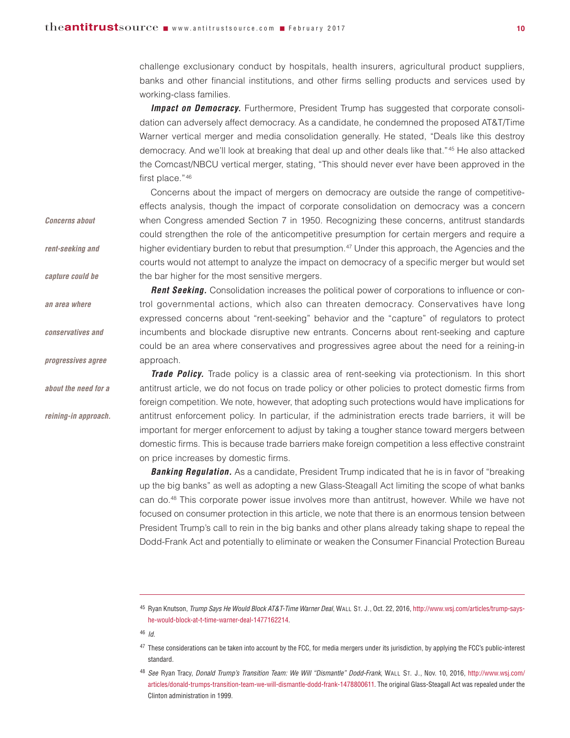challenge exclusionary conduct by hospitals, health insurers, agricultural product suppliers, banks and other financial institutions, and other firms selling products and services used by working-class families.

***Impact on Democracy.*** Furthermore, President Trump has suggested that corporate consolidation can adversely affect democracy. As a candidate, he condemned the proposed AT&T/Time Warner vertical merger and media consolidation generally. He stated, "Deals like this destroy democracy. And we'll look at breaking that deal up and other deals like that."[45] He also attacked the Comcast/NBCU vertical merger, stating, "This should never ever have been approved in the first place."[46]

Concerns about the impact of mergers on democracy are outside the range of competitive-effects analysis, though the impact of corporate consolidation on democracy was a concern when Congress amended Section 7 in 1950. Recognizing these concerns, antitrust standards could strengthen the role of the anticompetitive presumption for certain mergers and require a higher evidentiary burden to rebut that presumption.[47] Under this approach, the Agencies and the courts would not attempt to analyze the impact on democracy of a specific merger but would set the bar higher for the most sensitive mergers.

*Concerns about rent-seeking and capture could be an area where conservatives and progressives agree about the need for a reining-in approach.*

***Rent Seeking.*** Consolidation increases the political power of corporations to influence or control governmental actions, which also can threaten democracy. Conservatives have long expressed concerns about "rent-seeking" behavior and the "capture" of regulators to protect incumbents and blockade disruptive new entrants. Concerns about rent-seeking and capture could be an area where conservatives and progressives agree about the need for a reining-in approach.

***Trade Policy.*** Trade policy is a classic area of rent-seeking via protectionism. In this short antitrust article, we do not focus on trade policy or other policies to protect domestic firms from foreign competition. We note, however, that adopting such protections would have implications for antitrust enforcement policy. In particular, if the administration erects trade barriers, it will be important for merger enforcement to adjust by taking a tougher stance toward mergers between domestic firms. This is because trade barriers make foreign competition a less effective constraint on price increases by domestic firms.

***Banking Regulation.*** As a candidate, President Trump indicated that he is in favor of "breaking up the big banks" as well as adopting a new Glass-Steagall Act limiting the scope of what banks can do.[48] This corporate power issue involves more than antitrust, however. While we have not focused on consumer protection in this article, we note that there is an enormous tension between President Trump's call to rein in the big banks and other plans already taking shape to repeal the Dodd-Frank Act and potentially to eliminate or weaken the Consumer Financial Protection Bureau

---

[45] Ryan Knutson, *Trump Says He Would Block AT&T-Time Warner Deal*, Wall St. J., Oct. 22, 2016, http://www.wsj.com/articles/trump-says-he-would-block-at-t-time-warner-deal-1477162214.

[46] *Id.*

[47] These considerations can be taken into account by the FCC, for media mergers under its jurisdiction, by applying the FCC's public-interest standard.

[48] *See* Ryan Tracy, *Donald Trump's Transition Team: We Will "Dismantle" Dodd-Frank*, Wall St. J., Nov. 10, 2016, http://www.wsj.com/articles/donald-trumps-transition-team-we-will-dismantle-dodd-frank-1478800611. The original Glass-Steagall Act was repealed under the Clinton administration in 1999.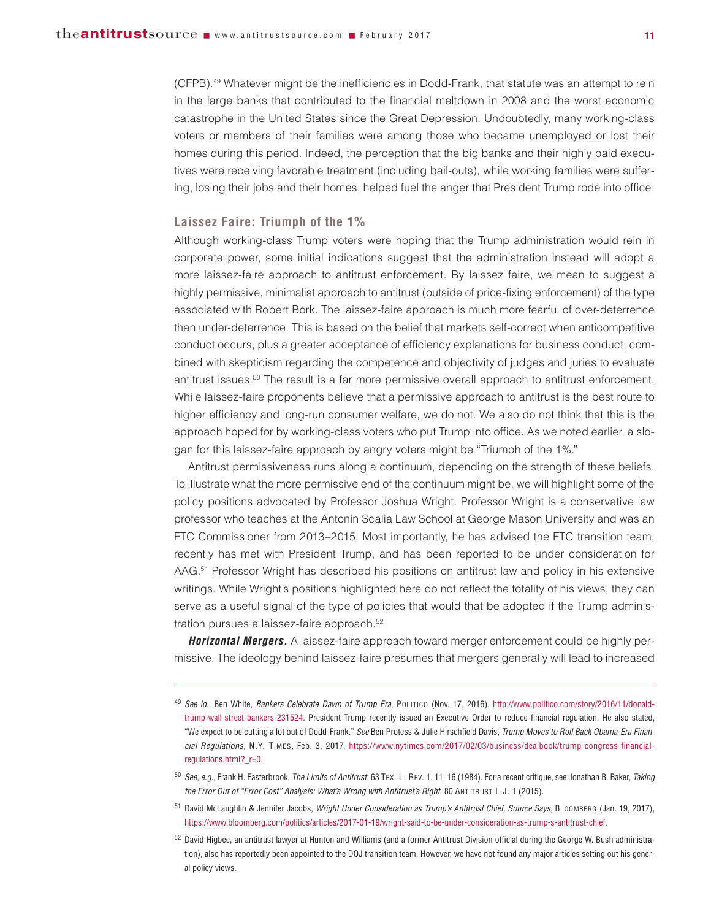(CFPB).[49] Whatever might be the inefficiencies in Dodd-Frank, that statute was an attempt to rein in the large banks that contributed to the financial meltdown in 2008 and the worst economic catastrophe in the United States since the Great Depression. Undoubtedly, many working-class voters or members of their families were among those who became unemployed or lost their homes during this period. Indeed, the perception that the big banks and their highly paid executives were receiving favorable treatment (including bail-outs), while working families were suffering, losing their jobs and their homes, helped fuel the anger that President Trump rode into office.

### Laissez Faire: Triumph of the 1%

Although working-class Trump voters were hoping that the Trump administration would rein in corporate power, some initial indications suggest that the administration instead will adopt a more laissez-faire approach to antitrust enforcement. By laissez faire, we mean to suggest a highly permissive, minimalist approach to antitrust (outside of price-fixing enforcement) of the type associated with Robert Bork. The laissez-faire approach is much more fearful of over-deterrence than under-deterrence. This is based on the belief that markets self-correct when anticompetitive conduct occurs, plus a greater acceptance of efficiency explanations for business conduct, combined with skepticism regarding the competence and objectivity of judges and juries to evaluate antitrust issues.[50] The result is a far more permissive overall approach to antitrust enforcement. While laissez-faire proponents believe that a permissive approach to antitrust is the best route to higher efficiency and long-run consumer welfare, we do not. We also do not think that this is the approach hoped for by working-class voters who put Trump into office. As we noted earlier, a slogan for this laissez-faire approach by angry voters might be "Triumph of the 1%."

Antitrust permissiveness runs along a continuum, depending on the strength of these beliefs. To illustrate what the more permissive end of the continuum might be, we will highlight some of the policy positions advocated by Professor Joshua Wright. Professor Wright is a conservative law professor who teaches at the Antonin Scalia Law School at George Mason University and was an FTC Commissioner from 2013–2015. Most importantly, he has advised the FTC transition team, recently has met with President Trump, and has been reported to be under consideration for AAG.[51] Professor Wright has described his positions on antitrust law and policy in his extensive writings. While Wright's positions highlighted here do not reflect the totality of his views, they can serve as a useful signal of the type of policies that would that be adopted if the Trump administration pursues a laissez-faire approach.[52]

***Horizontal Mergers.*** A laissez-faire approach toward merger enforcement could be highly permissive. The ideology behind laissez-faire presumes that mergers generally will lead to increased

---

[49] *See id.*; Ben White, *Bankers Celebrate Dawn of Trump Era*, POLITICO (Nov. 17, 2016), http://www.politico.com/story/2016/11/donald-trump-wall-street-bankers-231524. President Trump recently issued an Executive Order to reduce financial regulation. He also stated, "We expect to be cutting a lot out of Dodd-Frank." *See* Ben Protess & Julie Hirschfield Davis, *Trump Moves to Roll Back Obama-Era Financial Regulations*, N.Y. TIMES, Feb. 3, 2017, https://www.nytimes.com/2017/02/03/business/dealbook/trump-congress-financial-regulations.html?_r=0.

[50] *See, e.g.*, Frank H. Easterbrook, *The Limits of Antitrust*, 63 TEX. L. REV. 1, 11, 16 (1984). For a recent critique, see Jonathan B. Baker, *Taking the Error Out of "Error Cost" Analysis: What's Wrong with Antitrust's Right*, 80 ANTITRUST L.J. 1 (2015).

[51] David McLaughlin & Jennifer Jacobs, *Wright Under Consideration as Trump's Antitrust Chief, Source Says*, BLOOMBERG (Jan. 19, 2017), https://www.bloomberg.com/politics/articles/2017-01-19/wright-said-to-be-under-consideration-as-trump-s-antitrust-chief.

[52] David Higbee, an antitrust lawyer at Hunton and Williams (and a former Antitrust Division official during the George W. Bush administration), also has reportedly been appointed to the DOJ transition team. However, we have not found any major articles setting out his general policy views.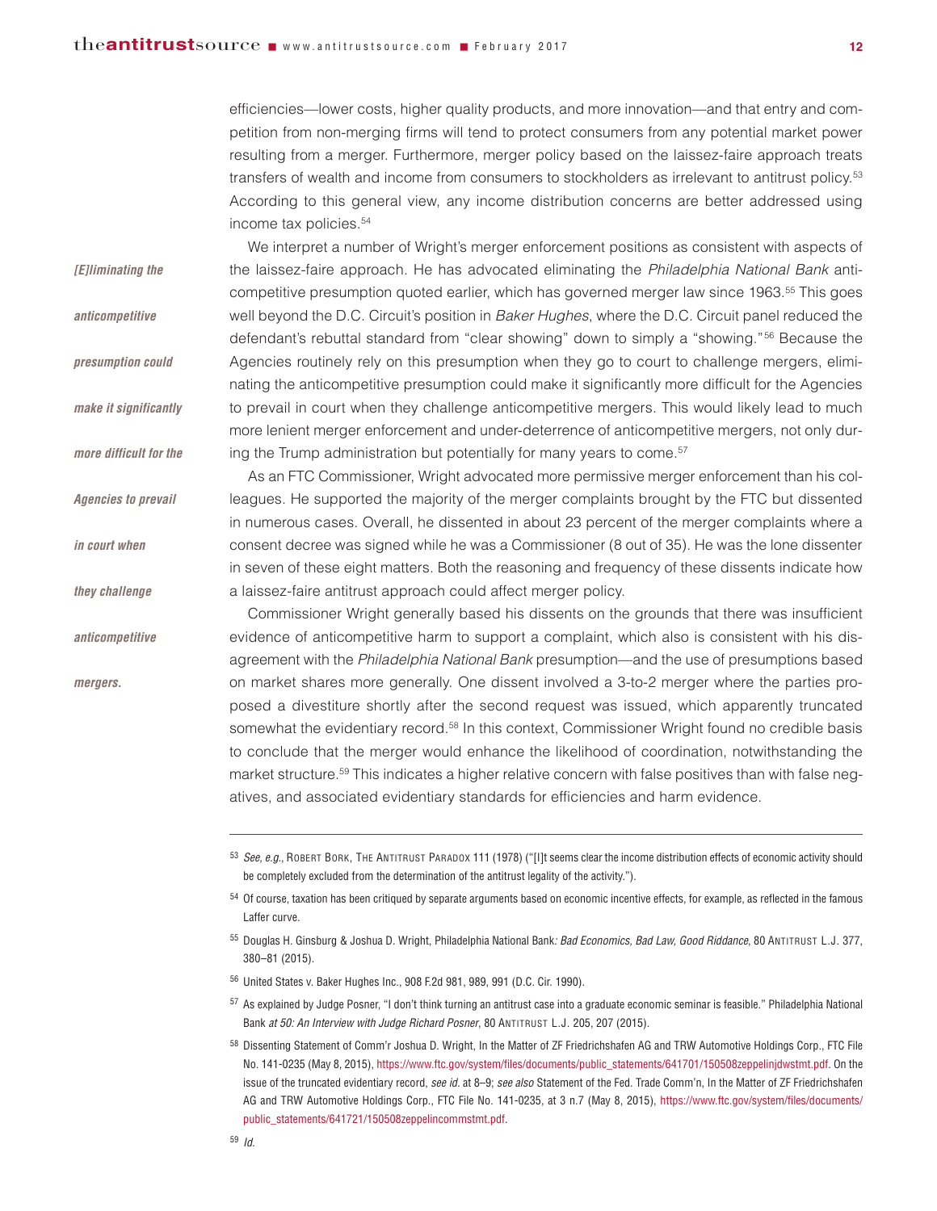efficiencies—lower costs, higher quality products, and more innovation—and that entry and competition from non-merging firms will tend to protect consumers from any potential market power resulting from a merger. Furthermore, merger policy based on the laissez-faire approach treats transfers of wealth and income from consumers to stockholders as irrelevant to antitrust policy.[53] According to this general view, any income distribution concerns are better addressed using income tax policies.[54]

*[E]liminating the anticompetitive presumption could make it significantly more difficult for the Agencies to prevail in court when they challenge anticompetitive mergers.*

We interpret a number of Wright's merger enforcement positions as consistent with aspects of the laissez-faire approach. He has advocated eliminating the *Philadelphia National Bank* anticompetitive presumption quoted earlier, which has governed merger law since 1963.[55] This goes well beyond the D.C. Circuit's position in *Baker Hughes*, where the D.C. Circuit panel reduced the defendant's rebuttal standard from "clear showing" down to simply a "showing."[56] Because the Agencies routinely rely on this presumption when they go to court to challenge mergers, eliminating the anticompetitive presumption could make it significantly more difficult for the Agencies to prevail in court when they challenge anticompetitive mergers. This would likely lead to much more lenient merger enforcement and under-deterrence of anticompetitive mergers, not only during the Trump administration but potentially for many years to come.[57]

As an FTC Commissioner, Wright advocated more permissive merger enforcement than his colleagues. He supported the majority of the merger complaints brought by the FTC but dissented in numerous cases. Overall, he dissented in about 23 percent of the merger complaints where a consent decree was signed while he was a Commissioner (8 out of 35). He was the lone dissenter in seven of these eight matters. Both the reasoning and frequency of these dissents indicate how a laissez-faire antitrust approach could affect merger policy.

Commissioner Wright generally based his dissents on the grounds that there was insufficient evidence of anticompetitive harm to support a complaint, which also is consistent with his disagreement with the *Philadelphia National Bank* presumption—and the use of presumptions based on market shares more generally. One dissent involved a 3-to-2 merger where the parties proposed a divestiture shortly after the second request was issued, which apparently truncated somewhat the evidentiary record.[58] In this context, Commissioner Wright found no credible basis to conclude that the merger would enhance the likelihood of coordination, notwithstanding the market structure.[59] This indicates a higher relative concern with false positives than with false negatives, and associated evidentiary standards for efficiencies and harm evidence.

---

[53] *See, e.g.*, Robert Bork, The Antitrust Paradox 111 (1978) ("[I]t seems clear the income distribution effects of economic activity should be completely excluded from the determination of the antitrust legality of the activity.").

[54] Of course, taxation has been critiqued by separate arguments based on economic incentive effects, for example, as reflected in the famous Laffer curve.

[55] Douglas H. Ginsburg & Joshua D. Wright, Philadelphia National Bank*: Bad Economics, Bad Law, Good Riddance*, 80 Antitrust L.J. 377, 380–81 (2015).

[56] United States v. Baker Hughes Inc., 908 F.2d 981, 989, 991 (D.C. Cir. 1990).

[57] As explained by Judge Posner, "I don't think turning an antitrust case into a graduate economic seminar is feasible." Philadelphia National Bank *at 50: An Interview with Judge Richard Posner*, 80 Antitrust L.J. 205, 207 (2015).

[58] Dissenting Statement of Comm'r Joshua D. Wright, In the Matter of ZF Friedrichshafen AG and TRW Automotive Holdings Corp., FTC File No. 141-0235 (May 8, 2015), https://www.ftc.gov/system/files/documents/public_statements/641701/150508zeppelinjdwstmt.pdf. On the issue of the truncated evidentiary record, *see id.* at 8–9; *see also* Statement of the Fed. Trade Comm'n, In the Matter of ZF Friedrichshafen AG and TRW Automotive Holdings Corp., FTC File No. 141-0235, at 3 n.7 (May 8, 2015), https://www.ftc.gov/system/files/documents/public_statements/641721/150508zeppelincommstmt.pdf.

[59] *Id.*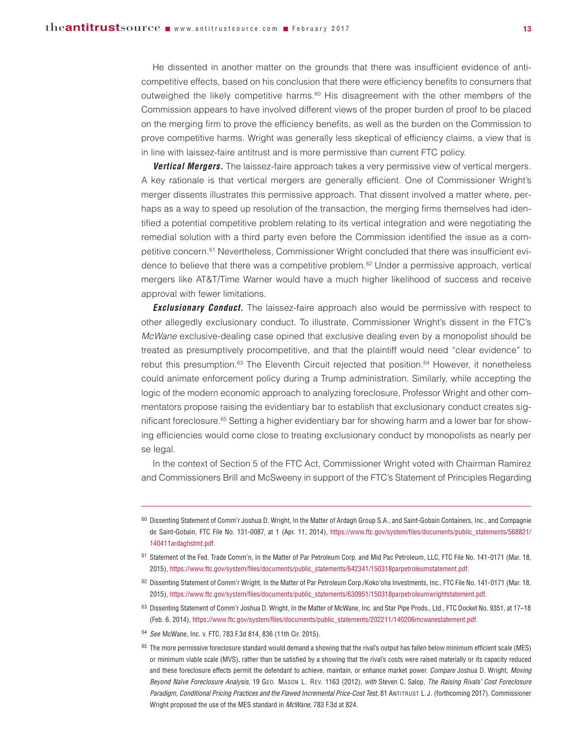He dissented in another matter on the grounds that there was insufficient evidence of anticompetitive effects, based on his conclusion that there were efficiency benefits to consumers that outweighed the likely competitive harms.[60] His disagreement with the other members of the Commission appears to have involved different views of the proper burden of proof to be placed on the merging firm to prove the efficiency benefits, as well as the burden on the Commission to prove competitive harms. Wright was generally less skeptical of efficiency claims, a view that is in line with laissez-faire antitrust and is more permissive than current FTC policy.

***Vertical Mergers.*** The laissez-faire approach takes a very permissive view of vertical mergers. A key rationale is that vertical mergers are generally efficient. One of Commissioner Wright's merger dissents illustrates this permissive approach. That dissent involved a matter where, perhaps as a way to speed up resolution of the transaction, the merging firms themselves had identified a potential competitive problem relating to its vertical integration and were negotiating the remedial solution with a third party even before the Commission identified the issue as a competitive concern.[61] Nevertheless, Commissioner Wright concluded that there was insufficient evidence to believe that there was a competitive problem.[62] Under a permissive approach, vertical mergers like AT&T/Time Warner would have a much higher likelihood of success and receive approval with fewer limitations.

***Exclusionary Conduct.*** The laissez-faire approach also would be permissive with respect to other allegedly exclusionary conduct. To illustrate, Commissioner Wright's dissent in the FTC's *McWane* exclusive-dealing case opined that exclusive dealing even by a monopolist should be treated as presumptively procompetitive, and that the plaintiff would need "clear evidence" to rebut this presumption.[63] The Eleventh Circuit rejected that position.[64] However, it nonetheless could animate enforcement policy during a Trump administration. Similarly, while accepting the logic of the modern economic approach to analyzing foreclosure, Professor Wright and other commentators propose raising the evidentiary bar to establish that exclusionary conduct creates significant foreclosure.[65] Setting a higher evidentiary bar for showing harm and a lower bar for showing efficiencies would come close to treating exclusionary conduct by monopolists as nearly per se legal.

In the context of Section 5 of the FTC Act, Commissioner Wright voted with Chairman Ramirez and Commissioners Brill and McSweeny in support of the FTC's Statement of Principles Regarding

---

[60] Dissenting Statement of Comm'r Joshua D. Wright, In the Matter of Ardagh Group S.A., and Saint-Gobain Containers, Inc., and Compagnie de Saint-Gobain, FTC File No. 131-0087, at 1 (Apr. 11, 2014), https://www.ftc.gov/system/files/documents/public_statements/568821/140411ardaghstmt.pdf.

[61] Statement of the Fed. Trade Comm'n, In the Matter of Par Petroleum Corp. and Mid Pac Petroleum, LLC, FTC File No. 141-0171 (Mar. 18, 2015), https://www.ftc.gov/system/files/documents/public_statements/642341/150318parpetroleumstatement.pdf.

[62] Dissenting Statement of Comm'r Wright, In the Matter of Par Petroleum Corp./Koko'oha Investments, Inc., FTC File No. 141-0171 (Mar. 18, 2015), https://www.ftc.gov/system/files/documents/public_statements/630951/150318parpetroleumwrightstatement.pdf.

[63] Dissenting Statement of Comm'r Joshua D. Wright, In the Matter of McWane, Inc. and Star Pipe Prods., Ltd., FTC Docket No. 9351, at 17–18 (Feb. 6, 2014), https://www.ftc.gov/system/files/documents/public_statements/202211/140206mcwanestatement.pdf.

[64] *See* McWane, Inc. v. FTC, 783 F.3d 814, 836 (11th Cir. 2015).

[65] The more permissive foreclosure standard would demand a showing that the rival's output has fallen below minimum efficient scale (MES) or minimum viable scale (MVS), rather than be satisfied by a showing that the rival's costs were raised materially or its capacity reduced and these foreclosure effects permit the defendant to achieve, maintain, or enhance market power. *Compare* Joshua D. Wright, *Moving Beyond Naïve Foreclosure Analysis*, 19 Geo. Mason L. Rev. 1163 (2012), *with* Steven C. Salop, *The Raising Rivals' Cost Foreclosure Paradigm, Conditional Pricing Practices and the Flawed Incremental Price-Cost Test*, 81 Antitrust L.J. (forthcoming 2017). Commissioner Wright proposed the use of the MES standard in *McWane*, 783 F.3d at 824.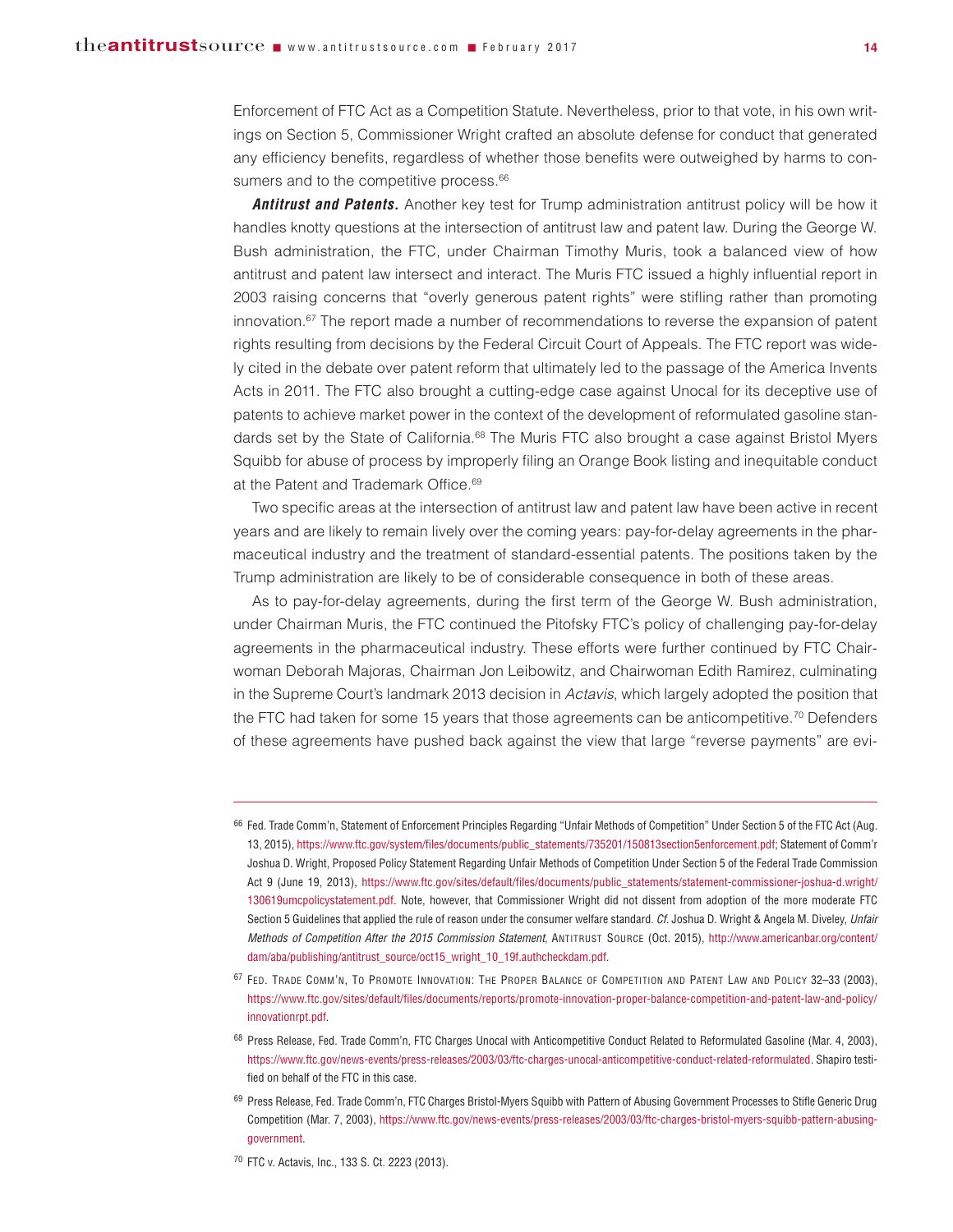Enforcement of FTC Act as a Competition Statute. Nevertheless, prior to that vote, in his own writings on Section 5, Commissioner Wright crafted an absolute defense for conduct that generated any efficiency benefits, regardless of whether those benefits were outweighed by harms to consumers and to the competitive process.[66]

***Antitrust and Patents.*** Another key test for Trump administration antitrust policy will be how it handles knotty questions at the intersection of antitrust law and patent law. During the George W. Bush administration, the FTC, under Chairman Timothy Muris, took a balanced view of how antitrust and patent law intersect and interact. The Muris FTC issued a highly influential report in 2003 raising concerns that "overly generous patent rights" were stifling rather than promoting innovation.[67] The report made a number of recommendations to reverse the expansion of patent rights resulting from decisions by the Federal Circuit Court of Appeals. The FTC report was widely cited in the debate over patent reform that ultimately led to the passage of the America Invents Acts in 2011. The FTC also brought a cutting-edge case against Unocal for its deceptive use of patents to achieve market power in the context of the development of reformulated gasoline standards set by the State of California.[68] The Muris FTC also brought a case against Bristol Myers Squibb for abuse of process by improperly filing an Orange Book listing and inequitable conduct at the Patent and Trademark Office.[69]

Two specific areas at the intersection of antitrust law and patent law have been active in recent years and are likely to remain lively over the coming years: pay-for-delay agreements in the pharmaceutical industry and the treatment of standard-essential patents. The positions taken by the Trump administration are likely to be of considerable consequence in both of these areas.

As to pay-for-delay agreements, during the first term of the George W. Bush administration, under Chairman Muris, the FTC continued the Pitofsky FTC's policy of challenging pay-for-delay agreements in the pharmaceutical industry. These efforts were further continued by FTC Chairwoman Deborah Majoras, Chairman Jon Leibowitz, and Chairwoman Edith Ramirez, culminating in the Supreme Court's landmark 2013 decision in *Actavis*, which largely adopted the position that the FTC had taken for some 15 years that those agreements can be anticompetitive.[70] Defenders of these agreements have pushed back against the view that large "reverse payments" are evi-

---

[66] Fed. Trade Comm'n, Statement of Enforcement Principles Regarding "Unfair Methods of Competition" Under Section 5 of the FTC Act (Aug. 13, 2015), https://www.ftc.gov/system/files/documents/public_statements/735201/150813section5enforcement.pdf; Statement of Comm'r Joshua D. Wright, Proposed Policy Statement Regarding Unfair Methods of Competition Under Section 5 of the Federal Trade Commission Act 9 (June 19, 2013), https://www.ftc.gov/sites/default/files/documents/public_statements/statement-commissioner-joshua-d.wright/130619umcpolicystatement.pdf. Note, however, that Commissioner Wright did not dissent from adoption of the more moderate FTC Section 5 Guidelines that applied the rule of reason under the consumer welfare standard. *Cf.* Joshua D. Wright & Angela M. Diveley, *Unfair Methods of Competition After the 2015 Commission Statement*, Antitrust Source (Oct. 2015), http://www.americanbar.org/content/dam/aba/publishing/antitrust_source/oct15_wright_10_19f.authcheckdam.pdf.

[67] Fed. Trade Comm'n, To Promote Innovation: The Proper Balance of Competition and Patent Law and Policy 32–33 (2003), https://www.ftc.gov/sites/default/files/documents/reports/promote-innovation-proper-balance-competition-and-patent-law-and-policy/innovationrpt.pdf.

[68] Press Release, Fed. Trade Comm'n, FTC Charges Unocal with Anticompetitive Conduct Related to Reformulated Gasoline (Mar. 4, 2003), https://www.ftc.gov/news-events/press-releases/2003/03/ftc-charges-unocal-anticompetitive-conduct-related-reformulated. Shapiro testified on behalf of the FTC in this case.

[69] Press Release, Fed. Trade Comm'n, FTC Charges Bristol-Myers Squibb with Pattern of Abusing Government Processes to Stifle Generic Drug Competition (Mar. 7, 2003), https://www.ftc.gov/news-events/press-releases/2003/03/ftc-charges-bristol-myers-squibb-pattern-abusing-government.

[70] FTC v. Actavis, Inc., 133 S. Ct. 2223 (2013).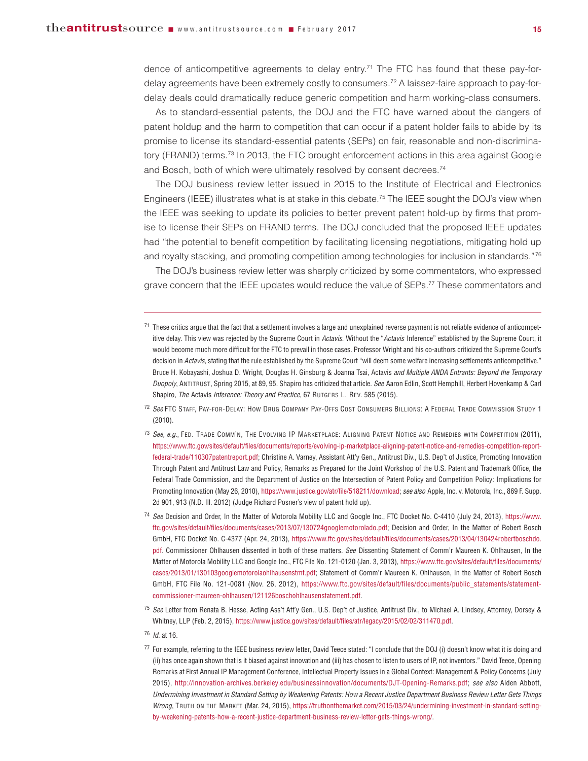dence of anticompetitive agreements to delay entry.[71] The FTC has found that these pay-for-delay agreements have been extremely costly to consumers.[72] A laissez-faire approach to pay-for-delay deals could dramatically reduce generic competition and harm working-class consumers.

As to standard-essential patents, the DOJ and the FTC have warned about the dangers of patent holdup and the harm to competition that can occur if a patent holder fails to abide by its promise to license its standard-essential patents (SEPs) on fair, reasonable and non-discriminatory (FRAND) terms.[73] In 2013, the FTC brought enforcement actions in this area against Google and Bosch, both of which were ultimately resolved by consent decrees.[74]

The DOJ business review letter issued in 2015 to the Institute of Electrical and Electronics Engineers (IEEE) illustrates what is at stake in this debate.[75] The IEEE sought the DOJ's view when the IEEE was seeking to update its policies to better prevent patent hold-up by firms that promise to license their SEPs on FRAND terms. The DOJ concluded that the proposed IEEE updates had "the potential to benefit competition by facilitating licensing negotiations, mitigating hold up and royalty stacking, and promoting competition among technologies for inclusion in standards."[76]

The DOJ's business review letter was sharply criticized by some commentators, who expressed grave concern that the IEEE updates would reduce the value of SEPs.[77] These commentators and

---

[71] These critics argue that the fact that a settlement involves a large and unexplained reverse payment is not reliable evidence of anticompetitive delay. This view was rejected by the Supreme Court in *Actavis*. Without the "*Actavis* Inference" established by the Supreme Court, it would become much more difficult for the FTC to prevail in those cases. Professor Wright and his co-authors criticized the Supreme Court's decision in *Actavis*, stating that the rule established by the Supreme Court "will deem some welfare increasing settlements anticompetitive." Bruce H. Kobayashi, Joshua D. Wright, Douglas H. Ginsburg & Joanna Tsai, *Actavis and Multiple ANDA Entrants: Beyond the Temporary Duopoly*, ANTITRUST, Spring 2015, at 89, 95. Shapiro has criticized that article. *See* Aaron Edlin, Scott Hemphill, Herbert Hovenkamp & Carl Shapiro, *The* Actavis *Inference: Theory and Practice*, 67 RUTGERS L. REV. 585 (2015).

[72] *See* FTC STAFF, PAY-FOR-DELAY: HOW DRUG COMPANY PAY-OFFS COST CONSUMERS BILLIONS: A FEDERAL TRADE COMMISSION STUDY 1 (2010).

[73] *See, e.g.*, FED. TRADE COMM'N, THE EVOLVING IP MARKETPLACE: ALIGNING PATENT NOTICE AND REMEDIES WITH COMPETITION (2011), https://www.ftc.gov/sites/default/files/documents/reports/evolving-ip-marketplace-aligning-patent-notice-and-remedies-competition-report-federal-trade/110307patentreport.pdf; Christine A. Varney, Assistant Att'y Gen., Antitrust Div., U.S. Dep't of Justice, Promoting Innovation Through Patent and Antitrust Law and Policy, Remarks as Prepared for the Joint Workshop of the U.S. Patent and Trademark Office, the Federal Trade Commission, and the Department of Justice on the Intersection of Patent Policy and Competition Policy: Implications for Promoting Innovation (May 26, 2010), https://www.justice.gov/atr/file/518211/download; *see also* Apple, Inc. v. Motorola, Inc., 869 F. Supp. 2d 901, 913 (N.D. Ill. 2012) (Judge Richard Posner's view of patent hold up).

[74] *See* Decision and Order, In the Matter of Motorola Mobility LLC and Google Inc., FTC Docket No. C-4410 (July 24, 2013), https://www.ftc.gov/sites/default/files/documents/cases/2013/07/130724googlemotorolado.pdf; Decision and Order, In the Matter of Robert Bosch GmbH, FTC Docket No. C-4377 (Apr. 24, 2013), https://www.ftc.gov/sites/default/files/documents/cases/2013/04/130424robertboschdo.pdf. Commissioner Ohlhausen dissented in both of these matters. *See* Dissenting Statement of Comm'r Maureen K. Ohlhausen, In the Matter of Motorola Mobility LLC and Google Inc., FTC File No. 121-0120 (Jan. 3, 2013), https://www.ftc.gov/sites/default/files/documents/cases/2013/01/130103googlemotorolaohlhausenstmt.pdf; Statement of Comm'r Maureen K. Ohlhausen, In the Matter of Robert Bosch GmbH, FTC File No. 121-0081 (Nov. 26, 2012), https://www.ftc.gov/sites/default/files/documents/public_statements/statement-commissioner-maureen-ohlhausen/121126boschohlhausenstatement.pdf.

[75] *See* Letter from Renata B. Hesse, Acting Ass't Att'y Gen., U.S. Dep't of Justice, Antitrust Div., to Michael A. Lindsey, Attorney, Dorsey & Whitney, LLP (Feb. 2, 2015), https://www.justice.gov/sites/default/files/atr/legacy/2015/02/02/311470.pdf.

[76] *Id.* at 16.

[77] For example, referring to the IEEE business review letter, David Teece stated: "I conclude that the DOJ (i) doesn't know what it is doing and (ii) has once again shown that is it biased against innovation and (iii) has chosen to listen to users of IP, not inventors." David Teece, Opening Remarks at First Annual IP Management Conference, Intellectual Property Issues in a Global Context: Management & Policy Concerns (July 2015), http://innovation-archives.berkeley.edu/businessinnovation/documents/DJT-Opening-Remarks.pdf; *see also* Alden Abbott, *Undermining Investment in Standard Setting by Weakening Patents: How a Recent Justice Department Business Review Letter Gets Things Wrong*, TRUTH ON THE MARKET (Mar. 24, 2015), https://truthonthemarket.com/2015/03/24/undermining-investment-in-standard-setting-by-weakening-patents-how-a-recent-justice-department-business-review-letter-gets-things-wrong/.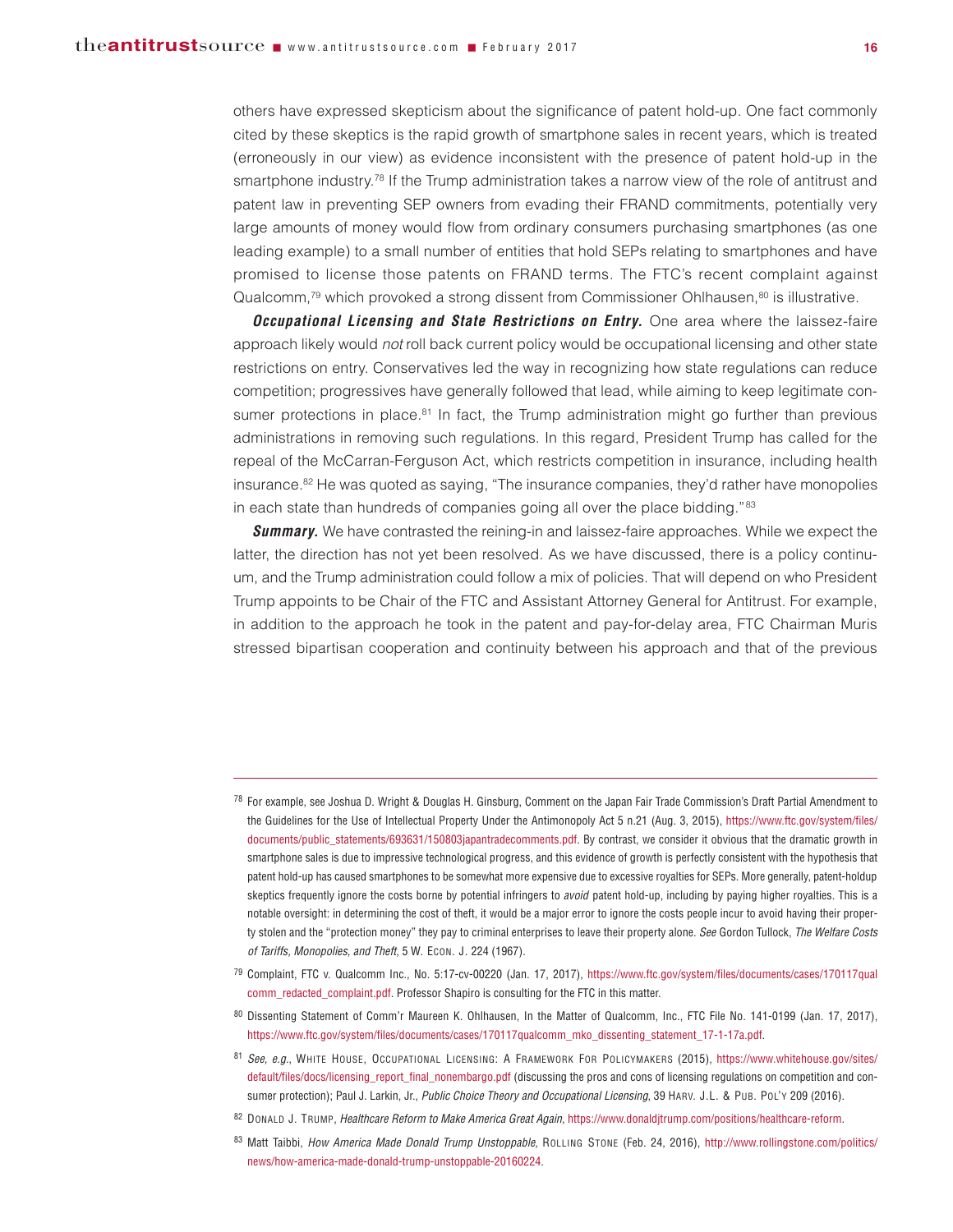others have expressed skepticism about the significance of patent hold-up. One fact commonly cited by these skeptics is the rapid growth of smartphone sales in recent years, which is treated (erroneously in our view) as evidence inconsistent with the presence of patent hold-up in the smartphone industry.[78] If the Trump administration takes a narrow view of the role of antitrust and patent law in preventing SEP owners from evading their FRAND commitments, potentially very large amounts of money would flow from ordinary consumers purchasing smartphones (as one leading example) to a small number of entities that hold SEPs relating to smartphones and have promised to license those patents on FRAND terms. The FTC's recent complaint against Qualcomm,[79] which provoked a strong dissent from Commissioner Ohlhausen,[80] is illustrative.

***Occupational Licensing and State Restrictions on Entry.*** One area where the laissez-faire approach likely would *not* roll back current policy would be occupational licensing and other state restrictions on entry. Conservatives led the way in recognizing how state regulations can reduce competition; progressives have generally followed that lead, while aiming to keep legitimate consumer protections in place.[81] In fact, the Trump administration might go further than previous administrations in removing such regulations. In this regard, President Trump has called for the repeal of the McCarran-Ferguson Act, which restricts competition in insurance, including health insurance.[82] He was quoted as saying, "The insurance companies, they'd rather have monopolies in each state than hundreds of companies going all over the place bidding."[83]

***Summary.*** We have contrasted the reining-in and laissez-faire approaches. While we expect the latter, the direction has not yet been resolved. As we have discussed, there is a policy continuum, and the Trump administration could follow a mix of policies. That will depend on who President Trump appoints to be Chair of the FTC and Assistant Attorney General for Antitrust. For example, in addition to the approach he took in the patent and pay-for-delay area, FTC Chairman Muris stressed bipartisan cooperation and continuity between his approach and that of the previous

---

[78] For example, see Joshua D. Wright & Douglas H. Ginsburg, Comment on the Japan Fair Trade Commission's Draft Partial Amendment to the Guidelines for the Use of Intellectual Property Under the Antimonopoly Act 5 n.21 (Aug. 3, 2015), https://www.ftc.gov/system/files/documents/public_statements/693631/150803japantradecomments.pdf. By contrast, we consider it obvious that the dramatic growth in smartphone sales is due to impressive technological progress, and this evidence of growth is perfectly consistent with the hypothesis that patent hold-up has caused smartphones to be somewhat more expensive due to excessive royalties for SEPs. More generally, patent-holdup skeptics frequently ignore the costs borne by potential infringers to *avoid* patent hold-up, including by paying higher royalties. This is a notable oversight: in determining the cost of theft, it would be a major error to ignore the costs people incur to avoid having their property stolen and the "protection money" they pay to criminal enterprises to leave their property alone. *See* Gordon Tullock, *The Welfare Costs of Tariffs, Monopolies, and Theft*, 5 W. Econ. J. 224 (1967).

[79] Complaint, FTC v. Qualcomm Inc., No. 5:17-cv-00220 (Jan. 17, 2017), https://www.ftc.gov/system/files/documents/cases/170117qualcomm_redacted_complaint.pdf. Professor Shapiro is consulting for the FTC in this matter.

[80] Dissenting Statement of Comm'r Maureen K. Ohlhausen, In the Matter of Qualcomm, Inc., FTC File No. 141-0199 (Jan. 17, 2017), https://www.ftc.gov/system/files/documents/cases/170117qualcomm_mko_dissenting_statement_17-1-17a.pdf.

[81] *See, e.g.*, White House, Occupational Licensing: A Framework For Policymakers (2015), https://www.whitehouse.gov/sites/default/files/docs/licensing_report_final_nonembargo.pdf (discussing the pros and cons of licensing regulations on competition and consumer protection); Paul J. Larkin, Jr., *Public Choice Theory and Occupational Licensing*, 39 Harv. J.L. & Pub. Pol'y 209 (2016).

[82] Donald J. Trump, *Healthcare Reform to Make America Great Again*, https://www.donaldjtrump.com/positions/healthcare-reform.

[83] Matt Taibbi, *How America Made Donald Trump Unstoppable*, Rolling Stone (Feb. 24, 2016), http://www.rollingstone.com/politics/news/how-america-made-donald-trump-unstoppable-20160224.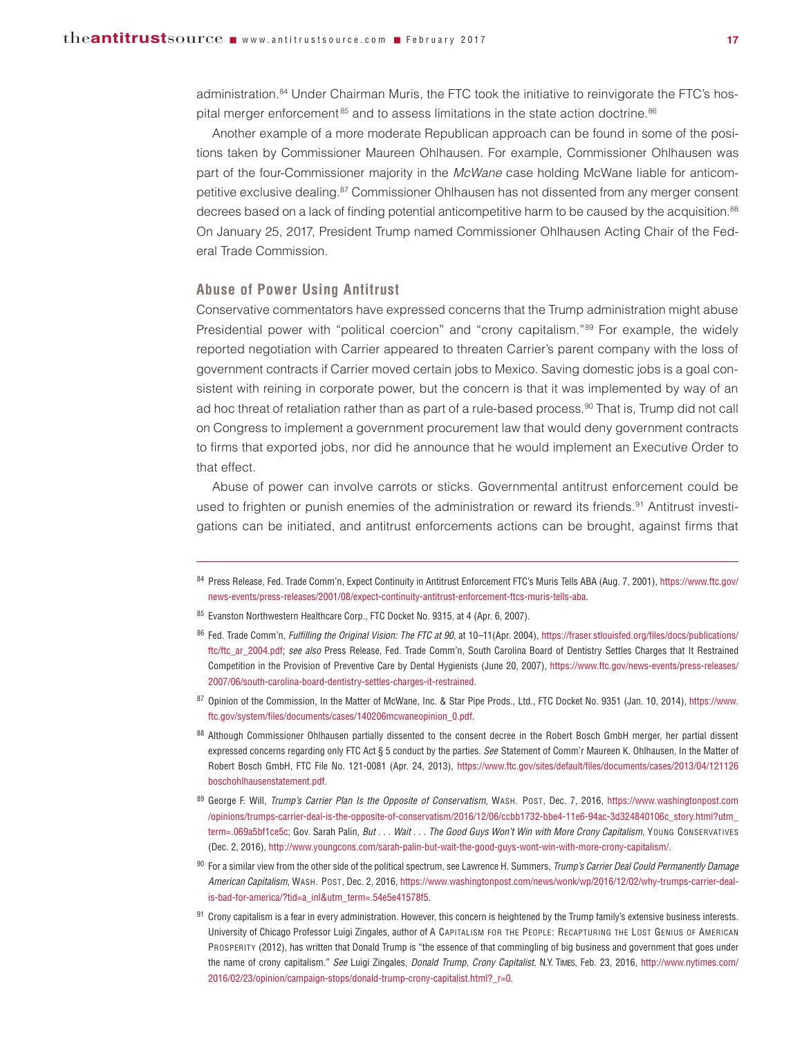administration.[84] Under Chairman Muris, the FTC took the initiative to reinvigorate the FTC's hospital merger enforcement[85] and to assess limitations in the state action doctrine.[86]

Another example of a more moderate Republican approach can be found in some of the positions taken by Commissioner Maureen Ohlhausen. For example, Commissioner Ohlhausen was part of the four-Commissioner majority in the *McWane* case holding McWane liable for anticompetitive exclusive dealing.[87] Commissioner Ohlhausen has not dissented from any merger consent decrees based on a lack of finding potential anticompetitive harm to be caused by the acquisition.[88] On January 25, 2017, President Trump named Commissioner Ohlhausen Acting Chair of the Federal Trade Commission.

### Abuse of Power Using Antitrust

Conservative commentators have expressed concerns that the Trump administration might abuse Presidential power with "political coercion" and "crony capitalism."[89] For example, the widely reported negotiation with Carrier appeared to threaten Carrier's parent company with the loss of government contracts if Carrier moved certain jobs to Mexico. Saving domestic jobs is a goal consistent with reining in corporate power, but the concern is that it was implemented by way of an ad hoc threat of retaliation rather than as part of a rule-based process.[90] That is, Trump did not call on Congress to implement a government procurement law that would deny government contracts to firms that exported jobs, nor did he announce that he would implement an Executive Order to that effect.

Abuse of power can involve carrots or sticks. Governmental antitrust enforcement could be used to frighten or punish enemies of the administration or reward its friends.[91] Antitrust investigations can be initiated, and antitrust enforcements actions can be brought, against firms that

---

[84] Press Release, Fed. Trade Comm'n, Expect Continuity in Antitrust Enforcement FTC's Muris Tells ABA (Aug. 7, 2001), https://www.ftc.gov/news-events/press-releases/2001/08/expect-continuity-antitrust-enforcement-ftcs-muris-tells-aba.

[85] Evanston Northwestern Healthcare Corp., FTC Docket No. 9315, at 4 (Apr. 6, 2007).

[86] Fed. Trade Comm'n, *Fulfilling the Original Vision: The FTC at 90*, at 10–11(Apr. 2004), https://fraser.stlouisfed.org/files/docs/publications/ftc/ftc_ar_2004.pdf; *see also* Press Release, Fed. Trade Comm'n, South Carolina Board of Dentistry Settles Charges that It Restrained Competition in the Provision of Preventive Care by Dental Hygienists (June 20, 2007), https://www.ftc.gov/news-events/press-releases/2007/06/south-carolina-board-dentistry-settles-charges-it-restrained.

[87] Opinion of the Commission, In the Matter of McWane, Inc. & Star Pipe Prods., Ltd., FTC Docket No. 9351 (Jan. 10, 2014), https://www.ftc.gov/system/files/documents/cases/140206mcwaneopinion_0.pdf.

[88] Although Commissioner Ohlhausen partially dissented to the consent decree in the Robert Bosch GmbH merger, her partial dissent expressed concerns regarding only FTC Act § 5 conduct by the parties. *See* Statement of Comm'r Maureen K. Ohlhausen, In the Matter of Robert Bosch GmbH, FTC File No. 121-0081 (Apr. 24, 2013), https://www.ftc.gov/sites/default/files/documents/cases/2013/04/121126boschohlhausenstatement.pdf.

[89] George F. Will, *Trump's Carrier Plan Is the Opposite of Conservatism*, Wash. Post, Dec. 7, 2016, https://www.washingtonpost.com/opinions/trumps-carrier-deal-is-the-opposite-of-conservatism/2016/12/06/ccbb1732-bbe4-11e6-94ac-3d324840106c_story.html?utm_term=.069a5bf1ce5c; Gov. Sarah Palin, *But . . . Wait . . . The Good Guys Won't Win with More Crony Capitalism*, Young Conservatives (Dec. 2, 2016), http://www.youngcons.com/sarah-palin-but-wait-the-good-guys-wont-win-with-more-crony-capitalism/.

[90] For a similar view from the other side of the political spectrum, see Lawrence H. Summers, *Trump's Carrier Deal Could Permanently Damage American Capitalism*, Wash. Post, Dec. 2, 2016, https://www.washingtonpost.com/news/wonk/wp/2016/12/02/why-trumps-carrier-deal-is-bad-for-america/?tid=a_inl&utm_term=.54e5e41578f5.

[91] Crony capitalism is a fear in every administration. However, this concern is heightened by the Trump family's extensive business interests. University of Chicago Professor Luigi Zingales, author of A Capitalism for the People: Recapturing the Lost Genius of American Prosperity (2012), has written that Donald Trump is "the essence of that commingling of big business and government that goes under the name of crony capitalism." *See* Luigi Zingales, *Donald Trump, Crony Capitalist*, N.Y. Times, Feb. 23, 2016, http://www.nytimes.com/2016/02/23/opinion/campaign-stops/donald-trump-crony-capitalist.html?_r=0.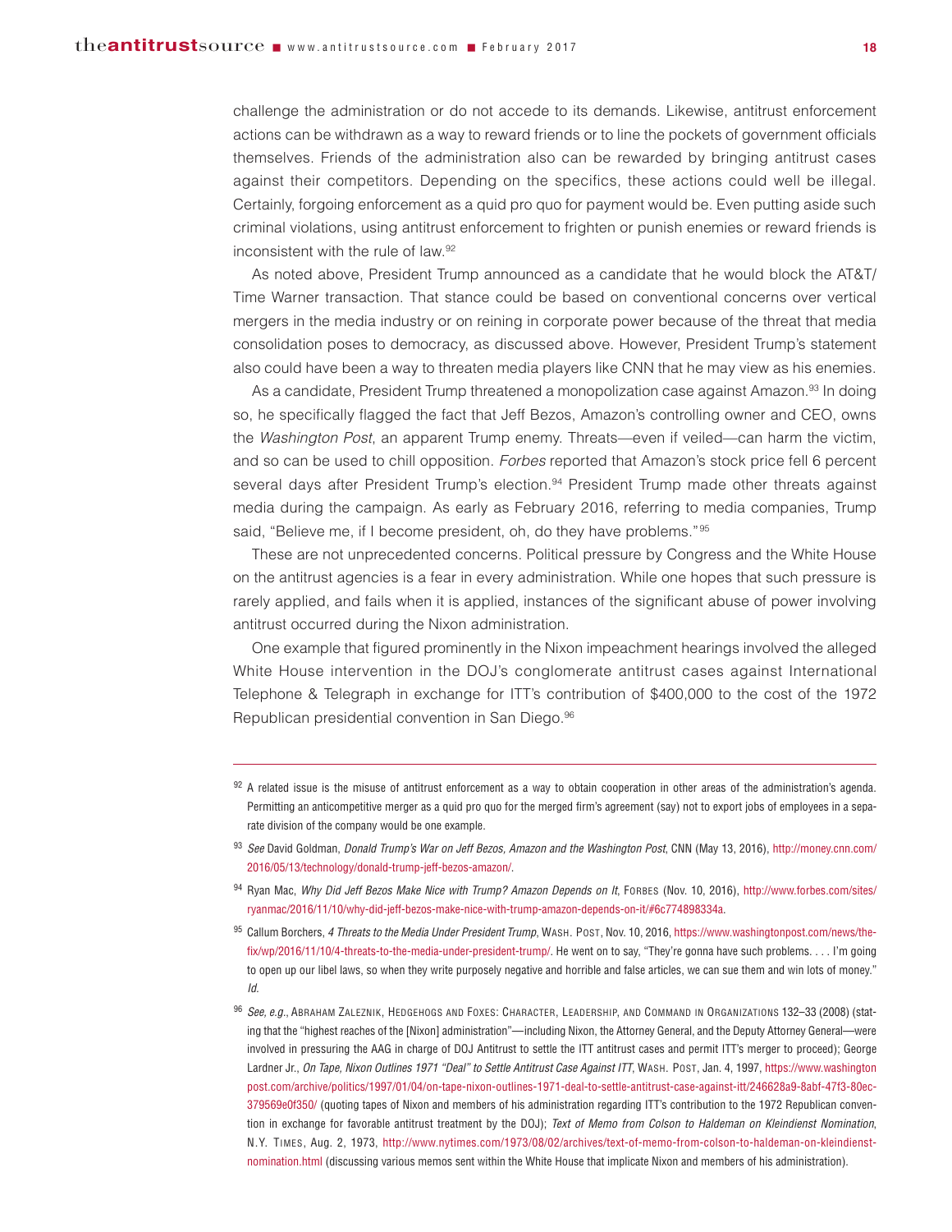challenge the administration or do not accede to its demands. Likewise, antitrust enforcement actions can be withdrawn as a way to reward friends or to line the pockets of government officials themselves. Friends of the administration also can be rewarded by bringing antitrust cases against their competitors. Depending on the specifics, these actions could well be illegal. Certainly, forgoing enforcement as a quid pro quo for payment would be. Even putting aside such criminal violations, using antitrust enforcement to frighten or punish enemies or reward friends is inconsistent with the rule of law.[92]

As noted above, President Trump announced as a candidate that he would block the AT&T/Time Warner transaction. That stance could be based on conventional concerns over vertical mergers in the media industry or on reining in corporate power because of the threat that media consolidation poses to democracy, as discussed above. However, President Trump's statement also could have been a way to threaten media players like CNN that he may view as his enemies.

As a candidate, President Trump threatened a monopolization case against Amazon.[93] In doing so, he specifically flagged the fact that Jeff Bezos, Amazon's controlling owner and CEO, owns the *Washington Post*, an apparent Trump enemy. Threats—even if veiled—can harm the victim, and so can be used to chill opposition. *Forbes* reported that Amazon's stock price fell 6 percent several days after President Trump's election.[94] President Trump made other threats against media during the campaign. As early as February 2016, referring to media companies, Trump said, "Believe me, if I become president, oh, do they have problems."[95]

These are not unprecedented concerns. Political pressure by Congress and the White House on the antitrust agencies is a fear in every administration. While one hopes that such pressure is rarely applied, and fails when it is applied, instances of the significant abuse of power involving antitrust occurred during the Nixon administration.

One example that figured prominently in the Nixon impeachment hearings involved the alleged White House intervention in the DOJ's conglomerate antitrust cases against International Telephone & Telegraph in exchange for ITT's contribution of $400,000 to the cost of the 1972 Republican presidential convention in San Diego.[96]

---

[92] A related issue is the misuse of antitrust enforcement as a way to obtain cooperation in other areas of the administration's agenda. Permitting an anticompetitive merger as a quid pro quo for the merged firm's agreement (say) not to export jobs of employees in a separate division of the company would be one example.

[93] *See* David Goldman, *Donald Trump's War on Jeff Bezos, Amazon and the Washington Post*, CNN (May 13, 2016), http://money.cnn.com/2016/05/13/technology/donald-trump-jeff-bezos-amazon/.

[94] Ryan Mac, *Why Did Jeff Bezos Make Nice with Trump? Amazon Depends on It*, FORBES (Nov. 10, 2016), http://www.forbes.com/sites/ryanmac/2016/11/10/why-did-jeff-bezos-make-nice-with-trump-amazon-depends-on-it/#6c774898334a.

[95] Callum Borchers, *4 Threats to the Media Under President Trump*, WASH. POST, Nov. 10, 2016, https://www.washingtonpost.com/news/the-fix/wp/2016/11/10/4-threats-to-the-media-under-president-trump/. He went on to say, "They're gonna have such problems. . . . I'm going to open up our libel laws, so when they write purposely negative and horrible and false articles, we can sue them and win lots of money." *Id.*

[96] *See, e.g.*, ABRAHAM ZALEZNIK, HEDGEHOGS AND FOXES: CHARACTER, LEADERSHIP, AND COMMAND IN ORGANIZATIONS 132–33 (2008) (stating that the "highest reaches of the [Nixon] administration"—including Nixon, the Attorney General, and the Deputy Attorney General—were involved in pressuring the AAG in charge of DOJ Antitrust to settle the ITT antitrust cases and permit ITT's merger to proceed); George Lardner Jr., *On Tape, Nixon Outlines 1971 "Deal" to Settle Antitrust Case Against ITT*, WASH. POST, Jan. 4, 1997, https://www.washingtonpost.com/archive/politics/1997/01/04/on-tape-nixon-outlines-1971-deal-to-settle-antitrust-case-against-itt/246628a9-8abf-47f3-80ec-379569e0f350/ (quoting tapes of Nixon and members of his administration regarding ITT's contribution to the 1972 Republican convention in exchange for favorable antitrust treatment by the DOJ); *Text of Memo from Colson to Haldeman on Kleindienst Nomination*, N.Y. TIMES, Aug. 2, 1973, http://www.nytimes.com/1973/08/02/archives/text-of-memo-from-colson-to-haldeman-on-kleindienst-nomination.html (discussing various memos sent within the White House that implicate Nixon and members of his administration).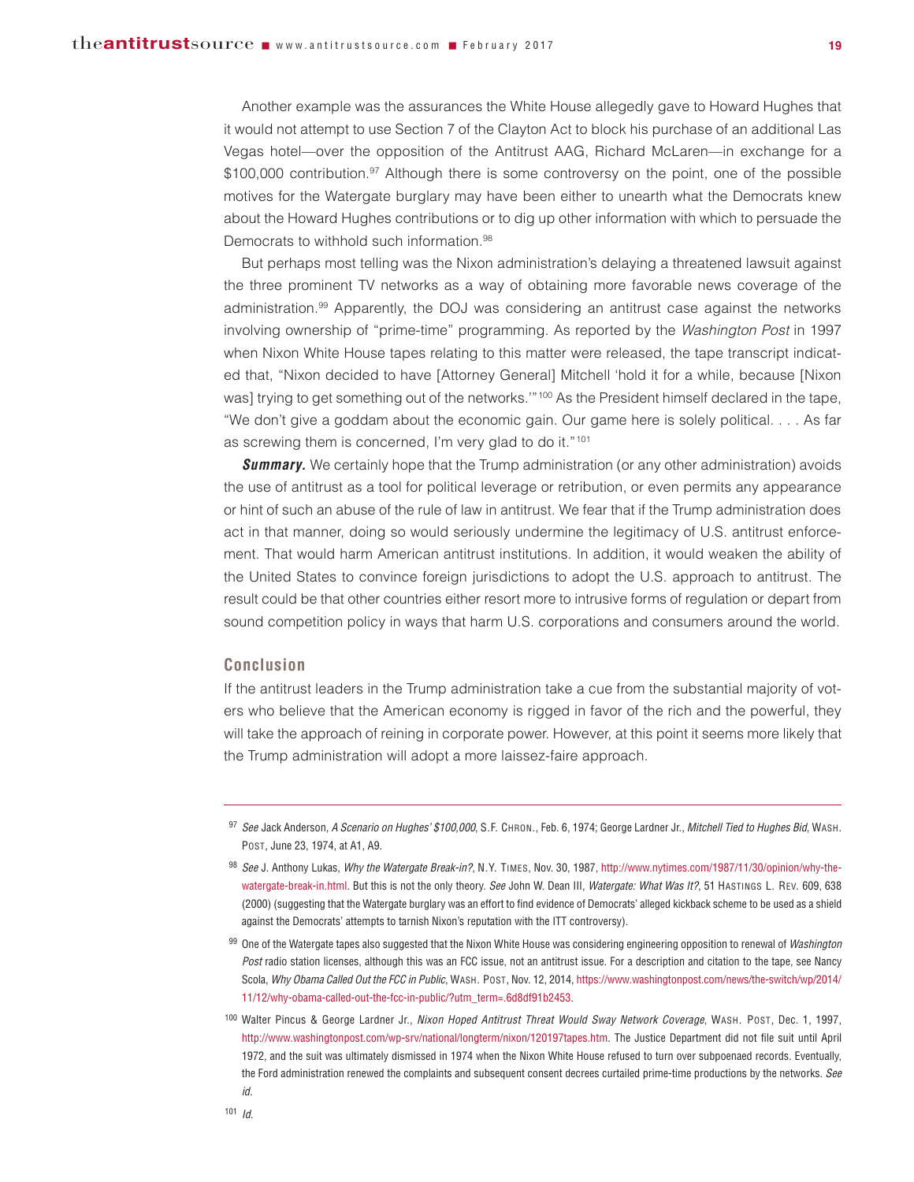Another example was the assurances the White House allegedly gave to Howard Hughes that it would not attempt to use Section 7 of the Clayton Act to block his purchase of an additional Las Vegas hotel—over the opposition of the Antitrust AAG, Richard McLaren—in exchange for a $100,000 contribution.[97] Although there is some controversy on the point, one of the possible motives for the Watergate burglary may have been either to unearth what the Democrats knew about the Howard Hughes contributions or to dig up other information with which to persuade the Democrats to withhold such information.[98]

But perhaps most telling was the Nixon administration's delaying a threatened lawsuit against the three prominent TV networks as a way of obtaining more favorable news coverage of the administration.[99] Apparently, the DOJ was considering an antitrust case against the networks involving ownership of "prime-time" programming. As reported by the *Washington Post* in 1997 when Nixon White House tapes relating to this matter were released, the tape transcript indicated that, "Nixon decided to have [Attorney General] Mitchell 'hold it for a while, because [Nixon was] trying to get something out of the networks.'"[100] As the President himself declared in the tape, "We don't give a goddam about the economic gain. Our game here is solely political. . . . As far as screwing them is concerned, I'm very glad to do it."[101]

***Summary.*** We certainly hope that the Trump administration (or any other administration) avoids the use of antitrust as a tool for political leverage or retribution, or even permits any appearance or hint of such an abuse of the rule of law in antitrust. We fear that if the Trump administration does act in that manner, doing so would seriously undermine the legitimacy of U.S. antitrust enforcement. That would harm American antitrust institutions. In addition, it would weaken the ability of the United States to convince foreign jurisdictions to adopt the U.S. approach to antitrust. The result could be that other countries either resort more to intrusive forms of regulation or depart from sound competition policy in ways that harm U.S. corporations and consumers around the world.

## Conclusion

If the antitrust leaders in the Trump administration take a cue from the substantial majority of voters who believe that the American economy is rigged in favor of the rich and the powerful, they will take the approach of reining in corporate power. However, at this point it seems more likely that the Trump administration will adopt a more laissez-faire approach.

---

[97] *See* Jack Anderson, *A Scenario on Hughes' $100,000*, S.F. Chron., Feb. 6, 1974; George Lardner Jr., *Mitchell Tied to Hughes Bid*, Wash. Post, June 23, 1974, at A1, A9.

[98] *See* J. Anthony Lukas, *Why the Watergate Break-in?*, N.Y. Times, Nov. 30, 1987, http://www.nytimes.com/1987/11/30/opinion/why-the-watergate-break-in.html. But this is not the only theory. *See* John W. Dean III, *Watergate: What Was It?*, 51 Hastings L. Rev. 609, 638 (2000) (suggesting that the Watergate burglary was an effort to find evidence of Democrats' alleged kickback scheme to be used as a shield against the Democrats' attempts to tarnish Nixon's reputation with the ITT controversy).

[99] One of the Watergate tapes also suggested that the Nixon White House was considering engineering opposition to renewal of *Washington Post* radio station licenses, although this was an FCC issue, not an antitrust issue. For a description and citation to the tape, see Nancy Scola, *Why Obama Called Out the FCC in Public*, Wash. Post, Nov. 12, 2014, https://www.washingtonpost.com/news/the-switch/wp/2014/11/12/why-obama-called-out-the-fcc-in-public/?utm_term=.6d8df91b2453.

[100] Walter Pincus & George Lardner Jr., *Nixon Hoped Antitrust Threat Would Sway Network Coverage*, Wash. Post, Dec. 1, 1997, http://www.washingtonpost.com/wp-srv/national/longterm/nixon/120197tapes.htm. The Justice Department did not file suit until April 1972, and the suit was ultimately dismissed in 1974 when the Nixon White House refused to turn over subpoenaed records. Eventually, the Ford administration renewed the complaints and subsequent consent decrees curtailed prime-time productions by the networks. *See id.*

[101] *Id.*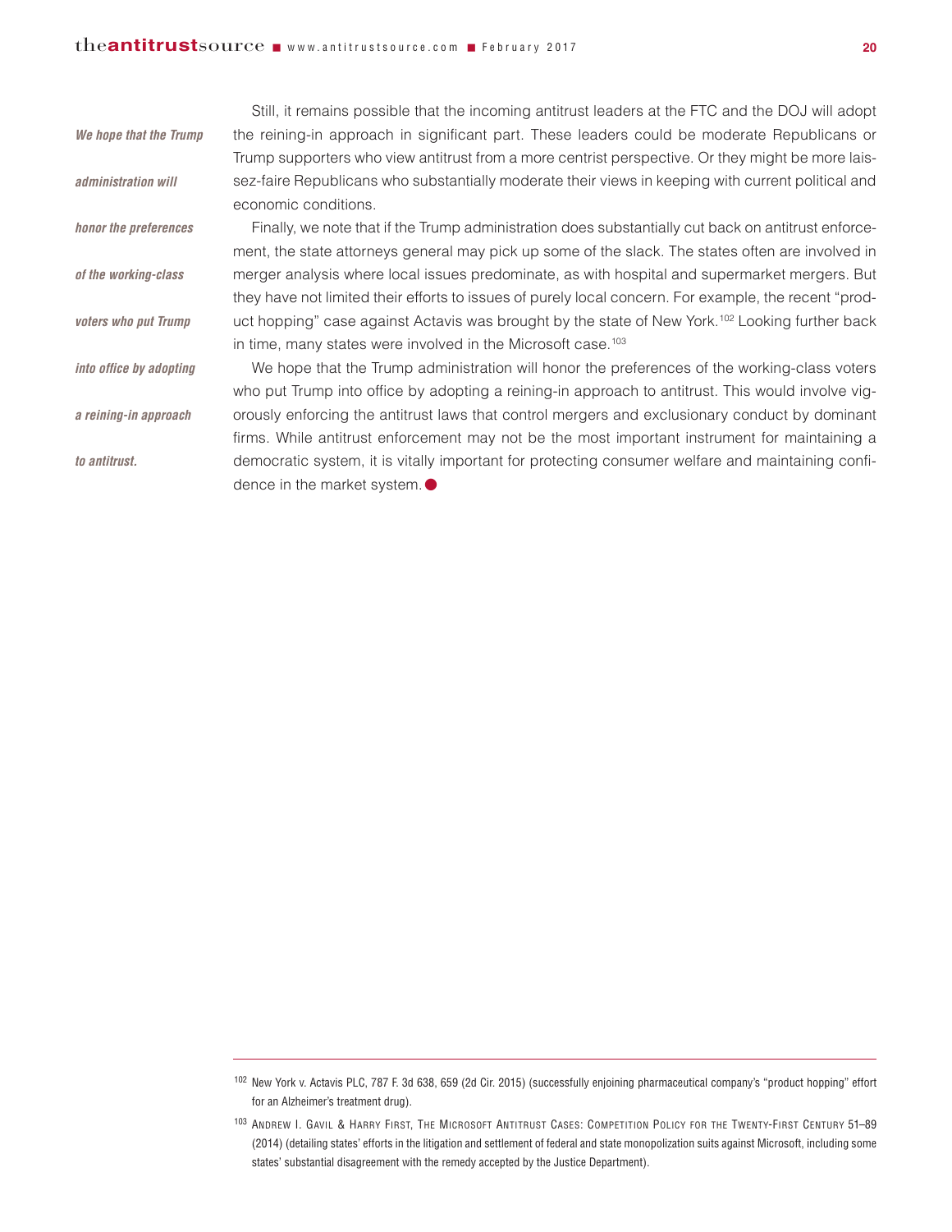Still, it remains possible that the incoming antitrust leaders at the FTC and the DOJ will adopt the reining-in approach in significant part. These leaders could be moderate Republicans or Trump supporters who view antitrust from a more centrist perspective. Or they might be more laissez-faire Republicans who substantially moderate their views in keeping with current political and economic conditions.

*We hope that the Trump administration will honor the preferences of the working-class voters who put Trump into office by adopting a reining-in approach to antitrust.*

Finally, we note that if the Trump administration does substantially cut back on antitrust enforcement, the state attorneys general may pick up some of the slack. The states often are involved in merger analysis where local issues predominate, as with hospital and supermarket mergers. But they have not limited their efforts to issues of purely local concern. For example, the recent "product hopping" case against Actavis was brought by the state of New York.[102] Looking further back in time, many states were involved in the Microsoft case.[103]

We hope that the Trump administration will honor the preferences of the working-class voters who put Trump into office by adopting a reining-in approach to antitrust. This would involve vigorously enforcing the antitrust laws that control mergers and exclusionary conduct by dominant firms. While antitrust enforcement may not be the most important instrument for maintaining a democratic system, it is vitally important for protecting consumer welfare and maintaining confidence in the market system. ●

---

[102] New York v. Actavis PLC, 787 F. 3d 638, 659 (2d Cir. 2015) (successfully enjoining pharmaceutical company's "product hopping" effort for an Alzheimer's treatment drug).

[103] Andrew I. Gavil & Harry First, The Microsoft Antitrust Cases: Competition Policy for the Twenty-First Century 51–89 (2014) (detailing states' efforts in the litigation and settlement of federal and state monopolization suits against Microsoft, including some states' substantial disagreement with the remedy accepted by the Justice Department).